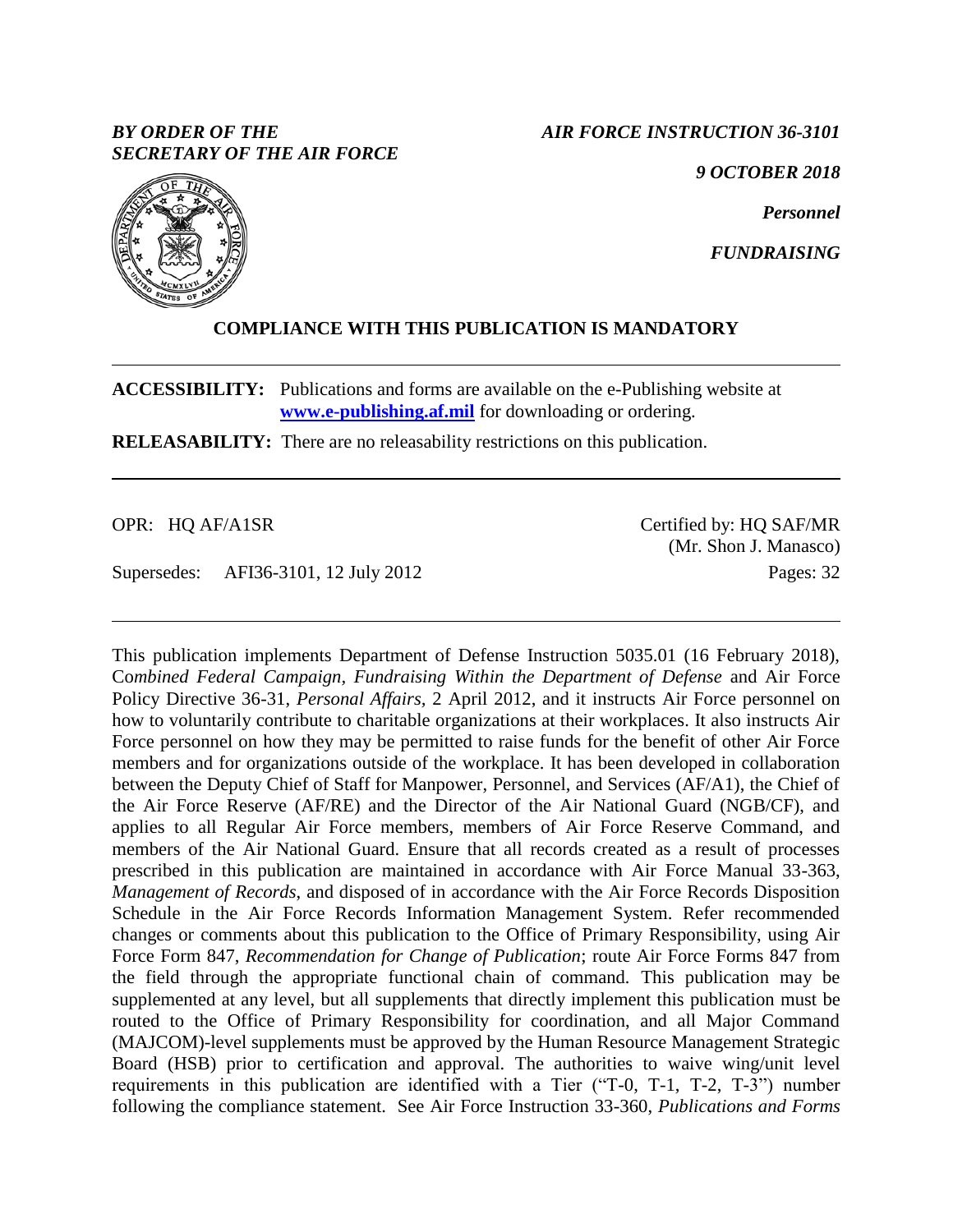*BY ORDER OF THE*
*SECRETARY OF THE AIR FORCE*

*AIR FORCE INSTRUCTION 36-3101*

*9 OCTOBER 2018*

*Personnel*

***FUNDRAISING***

**COMPLIANCE WITH THIS PUBLICATION IS MANDATORY**

---

**ACCESSIBILITY:** Publications and forms are available on the e-Publishing website at **www.e-publishing.af.mil** for downloading or ordering.

**RELEASABILITY:** There are no releasability restrictions on this publication.

---

OPR: HQ AF/A1SR

Certified by: HQ SAF/MR
(Mr. Shon J. Manasco)

Supersedes: AFI36-3101, 12 July 2012

Pages: 32

---

This publication implements Department of Defense Instruction 5035.01 (16 February 2018), C*ombined Federal Campaign, Fundraising Within the Department of Defense* and Air Force Policy Directive 36-31, *Personal Affairs*, 2 April 2012, and it instructs Air Force personnel on how to voluntarily contribute to charitable organizations at their workplaces. It also instructs Air Force personnel on how they may be permitted to raise funds for the benefit of other Air Force members and for organizations outside of the workplace. It has been developed in collaboration between the Deputy Chief of Staff for Manpower, Personnel, and Services (AF/A1), the Chief of the Air Force Reserve (AF/RE) and the Director of the Air National Guard (NGB/CF), and applies to all Regular Air Force members, members of Air Force Reserve Command, and members of the Air National Guard. Ensure that all records created as a result of processes prescribed in this publication are maintained in accordance with Air Force Manual 33-363, *Management of Records*, and disposed of in accordance with the Air Force Records Disposition Schedule in the Air Force Records Information Management System. Refer recommended changes or comments about this publication to the Office of Primary Responsibility, using Air Force Form 847, *Recommendation for Change of Publication*; route Air Force Forms 847 from the field through the appropriate functional chain of command. This publication may be supplemented at any level, but all supplements that directly implement this publication must be routed to the Office of Primary Responsibility for coordination, and all Major Command (MAJCOM)-level supplements must be approved by the Human Resource Management Strategic Board (HSB) prior to certification and approval. The authorities to waive wing/unit level requirements in this publication are identified with a Tier ("T-0, T-1, T-2, T-3") number following the compliance statement. See Air Force Instruction 33-360, *Publications and Forms*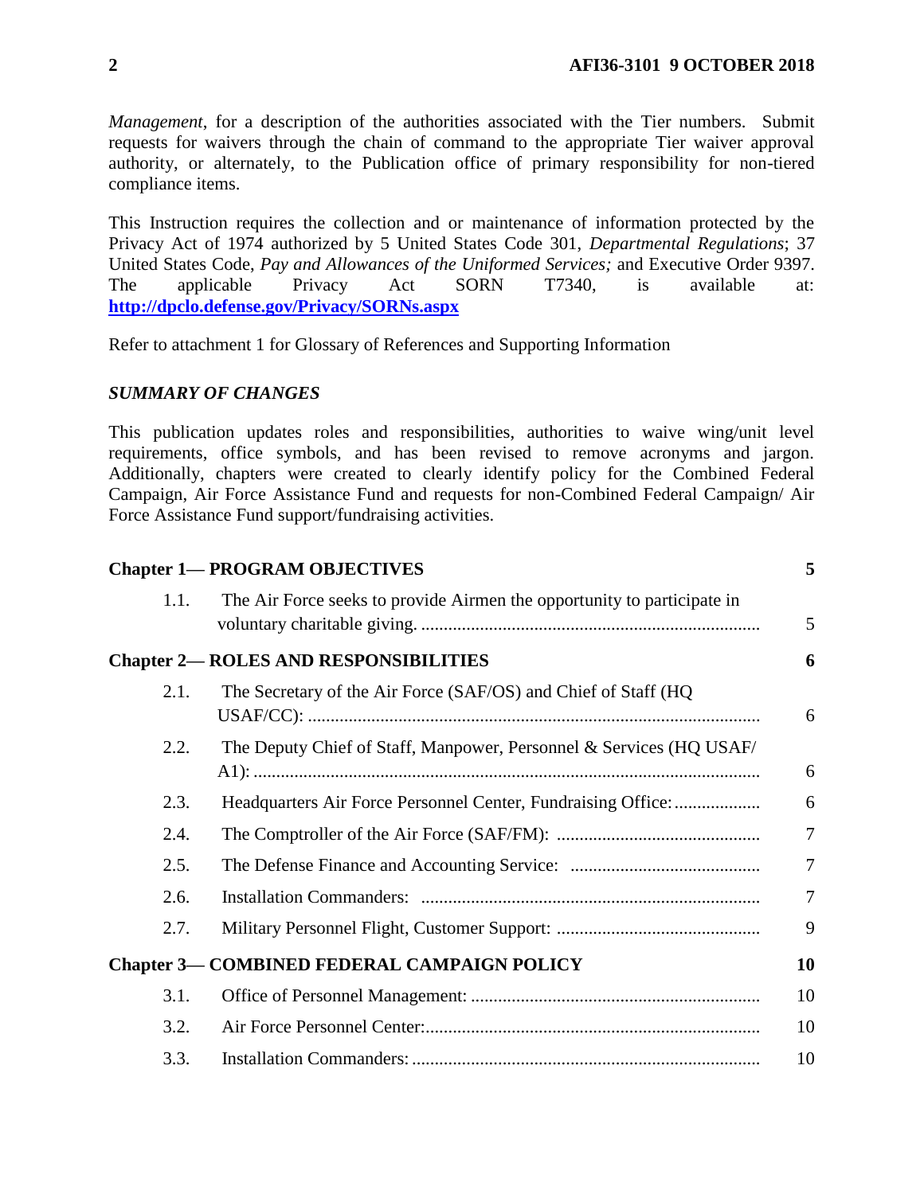*Management*, for a description of the authorities associated with the Tier numbers. Submit requests for waivers through the chain of command to the appropriate Tier waiver approval authority, or alternately, to the Publication office of primary responsibility for non-tiered compliance items.

This Instruction requires the collection and or maintenance of information protected by the Privacy Act of 1974 authorized by 5 United States Code 301, *Departmental Regulations*; 37 United States Code, *Pay and Allowances of the Uniformed Services;* and Executive Order 9397. The applicable Privacy Act SORN T7340, is available at: **http://dpclo.defense.gov/Privacy/SORNs.aspx**

Refer to attachment 1 for Glossary of References and Supporting Information

***SUMMARY OF CHANGES***

This publication updates roles and responsibilities, authorities to waive wing/unit level requirements, office symbols, and has been revised to remove acronyms and jargon. Additionally, chapters were created to clearly identify policy for the Combined Federal Campaign, Air Force Assistance Fund and requests for non-Combined Federal Campaign/ Air Force Assistance Fund support/fundraising activities.

| | | |
|---|---|---|
| **Chapter 1— PROGRAM OBJECTIVES** | | **5** |
| 1.1. | The Air Force seeks to provide Airmen the opportunity to participate in voluntary charitable giving. | 5 |
| **Chapter 2— ROLES AND RESPONSIBILITIES** | | **6** |
| 2.1. | The Secretary of the Air Force (SAF/OS) and Chief of Staff (HQ USAF/CC): | 6 |
| 2.2. | The Deputy Chief of Staff, Manpower, Personnel & Services (HQ USAF/ A1): | 6 |
| 2.3. | Headquarters Air Force Personnel Center, Fundraising Office: | 6 |
| 2.4. | The Comptroller of the Air Force (SAF/FM): | 7 |
| 2.5. | The Defense Finance and Accounting Service: | 7 |
| 2.6. | Installation Commanders: | 7 |
| 2.7. | Military Personnel Flight, Customer Support: | 9 |
| **Chapter 3— COMBINED FEDERAL CAMPAIGN POLICY** | | **10** |
| 3.1. | Office of Personnel Management: | 10 |
| 3.2. | Air Force Personnel Center: | 10 |
| 3.3. | Installation Commanders: | 10 |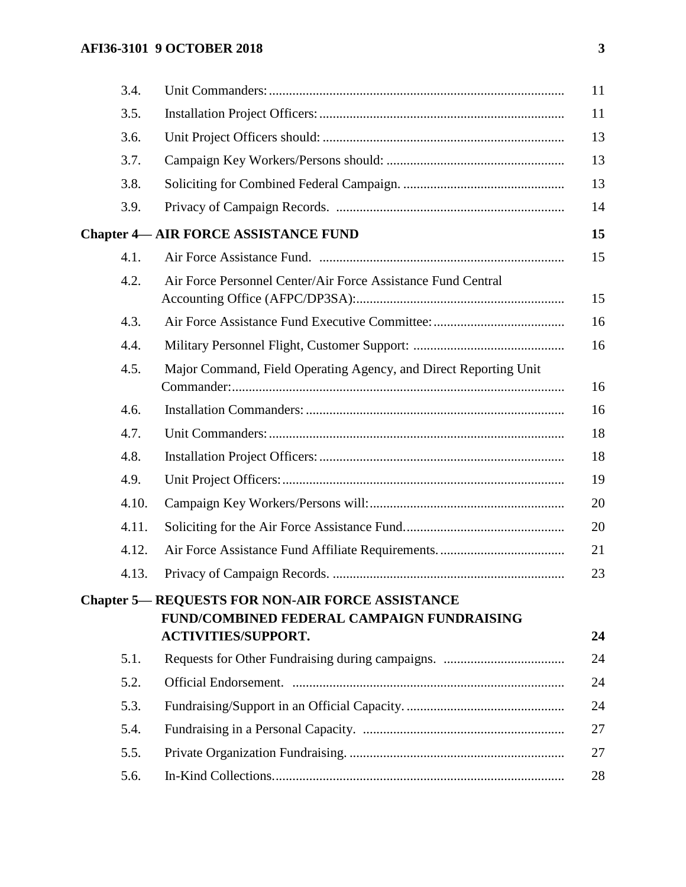| | | |
|---|---|---|
| 3.4. | Unit Commanders: | 11 |
| 3.5. | Installation Project Officers: | 11 |
| 3.6. | Unit Project Officers should: | 13 |
| 3.7. | Campaign Key Workers/Persons should: | 13 |
| 3.8. | Soliciting for Combined Federal Campaign. | 13 |
| 3.9. | Privacy of Campaign Records. | 14 |
| **Chapter 4— AIR FORCE ASSISTANCE FUND** | | **15** |
| 4.1. | Air Force Assistance Fund. | 15 |
| 4.2. | Air Force Personnel Center/Air Force Assistance Fund Central Accounting Office (AFPC/DP3SA): | 15 |
| 4.3. | Air Force Assistance Fund Executive Committee: | 16 |
| 4.4. | Military Personnel Flight, Customer Support: | 16 |
| 4.5. | Major Command, Field Operating Agency, and Direct Reporting Unit Commander: | 16 |
| 4.6. | Installation Commanders: | 16 |
| 4.7. | Unit Commanders: | 18 |
| 4.8. | Installation Project Officers: | 18 |
| 4.9. | Unit Project Officers: | 19 |
| 4.10. | Campaign Key Workers/Persons will: | 20 |
| 4.11. | Soliciting for the Air Force Assistance Fund. | 20 |
| 4.12. | Air Force Assistance Fund Affiliate Requirements. | 21 |
| 4.13. | Privacy of Campaign Records. | 23 |
| **Chapter 5— REQUESTS FOR NON-AIR FORCE ASSISTANCE FUND/COMBINED FEDERAL CAMPAIGN FUNDRAISING ACTIVITIES/SUPPORT.** | | **24** |
| 5.1. | Requests for Other Fundraising during campaigns. | 24 |
| 5.2. | Official Endorsement. | 24 |
| 5.3. | Fundraising/Support in an Official Capacity. | 24 |
| 5.4. | Fundraising in a Personal Capacity. | 27 |
| 5.5. | Private Organization Fundraising. | 27 |
| 5.6. | In-Kind Collections. | 28 |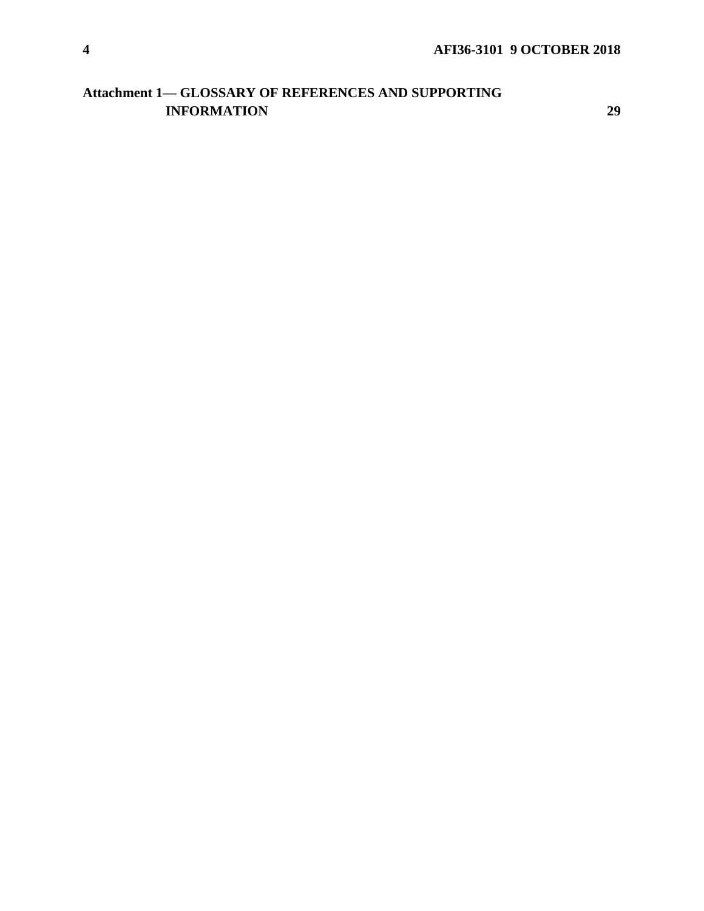**Attachment 1— GLOSSARY OF REFERENCES AND SUPPORTING INFORMATION** 29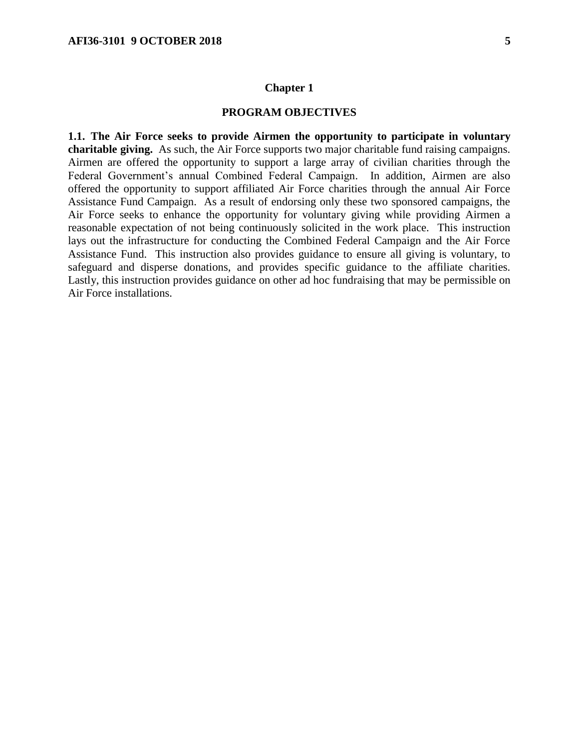# Chapter 1

## PROGRAM OBJECTIVES

**1.1. The Air Force seeks to provide Airmen the opportunity to participate in voluntary charitable giving.** As such, the Air Force supports two major charitable fund raising campaigns. Airmen are offered the opportunity to support a large array of civilian charities through the Federal Government's annual Combined Federal Campaign. In addition, Airmen are also offered the opportunity to support affiliated Air Force charities through the annual Air Force Assistance Fund Campaign. As a result of endorsing only these two sponsored campaigns, the Air Force seeks to enhance the opportunity for voluntary giving while providing Airmen a reasonable expectation of not being continuously solicited in the work place. This instruction lays out the infrastructure for conducting the Combined Federal Campaign and the Air Force Assistance Fund. This instruction also provides guidance to ensure all giving is voluntary, to safeguard and disperse donations, and provides specific guidance to the affiliate charities. Lastly, this instruction provides guidance on other ad hoc fundraising that may be permissible on Air Force installations.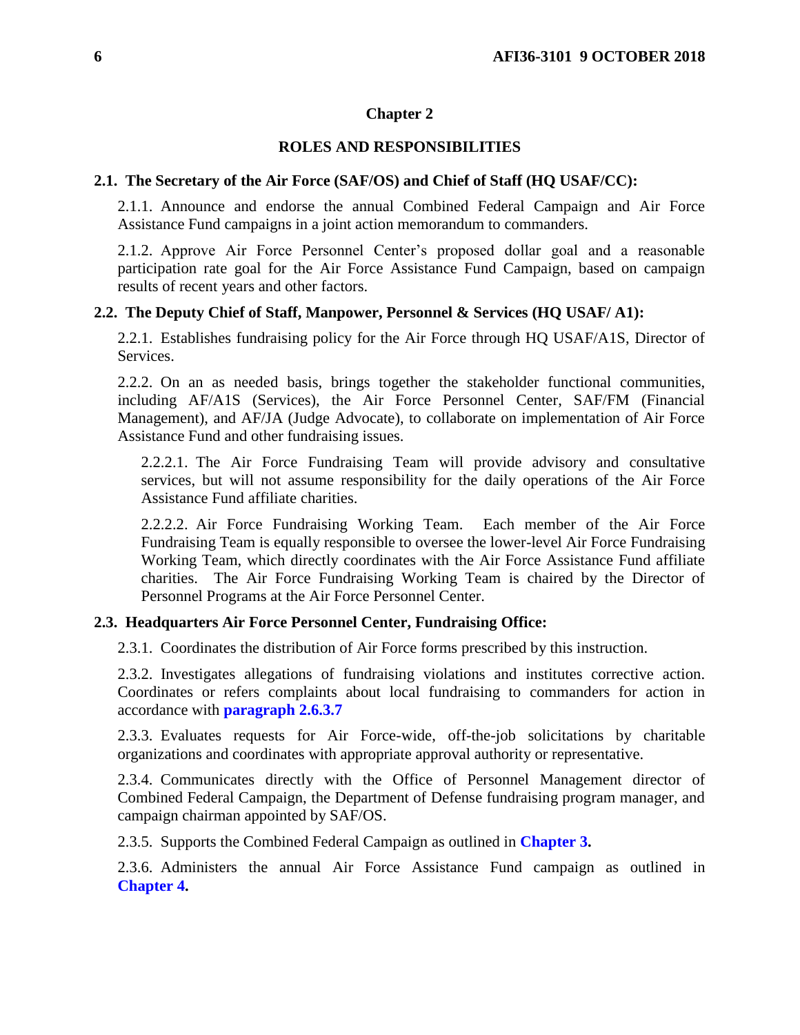## Chapter 2

## ROLES AND RESPONSIBILITIES

### 2.1. The Secretary of the Air Force (SAF/OS) and Chief of Staff (HQ USAF/CC):

2.1.1. Announce and endorse the annual Combined Federal Campaign and Air Force Assistance Fund campaigns in a joint action memorandum to commanders.

2.1.2. Approve Air Force Personnel Center's proposed dollar goal and a reasonable participation rate goal for the Air Force Assistance Fund Campaign, based on campaign results of recent years and other factors.

### 2.2. The Deputy Chief of Staff, Manpower, Personnel & Services (HQ USAF/ A1):

2.2.1. Establishes fundraising policy for the Air Force through HQ USAF/A1S, Director of Services.

2.2.2. On an as needed basis, brings together the stakeholder functional communities, including AF/A1S (Services), the Air Force Personnel Center, SAF/FM (Financial Management), and AF/JA (Judge Advocate), to collaborate on implementation of Air Force Assistance Fund and other fundraising issues.

2.2.2.1. The Air Force Fundraising Team will provide advisory and consultative services, but will not assume responsibility for the daily operations of the Air Force Assistance Fund affiliate charities.

2.2.2.2. Air Force Fundraising Working Team. Each member of the Air Force Fundraising Team is equally responsible to oversee the lower-level Air Force Fundraising Working Team, which directly coordinates with the Air Force Assistance Fund affiliate charities. The Air Force Fundraising Working Team is chaired by the Director of Personnel Programs at the Air Force Personnel Center.

### 2.3. Headquarters Air Force Personnel Center, Fundraising Office:

2.3.1. Coordinates the distribution of Air Force forms prescribed by this instruction.

2.3.2. Investigates allegations of fundraising violations and institutes corrective action. Coordinates or refers complaints about local fundraising to commanders for action in accordance with **paragraph 2.6.3.7**

2.3.3. Evaluates requests for Air Force-wide, off-the-job solicitations by charitable organizations and coordinates with appropriate approval authority or representative.

2.3.4. Communicates directly with the Office of Personnel Management director of Combined Federal Campaign, the Department of Defense fundraising program manager, and campaign chairman appointed by SAF/OS.

2.3.5. Supports the Combined Federal Campaign as outlined in **Chapter 3.**

2.3.6. Administers the annual Air Force Assistance Fund campaign as outlined in **Chapter 4.**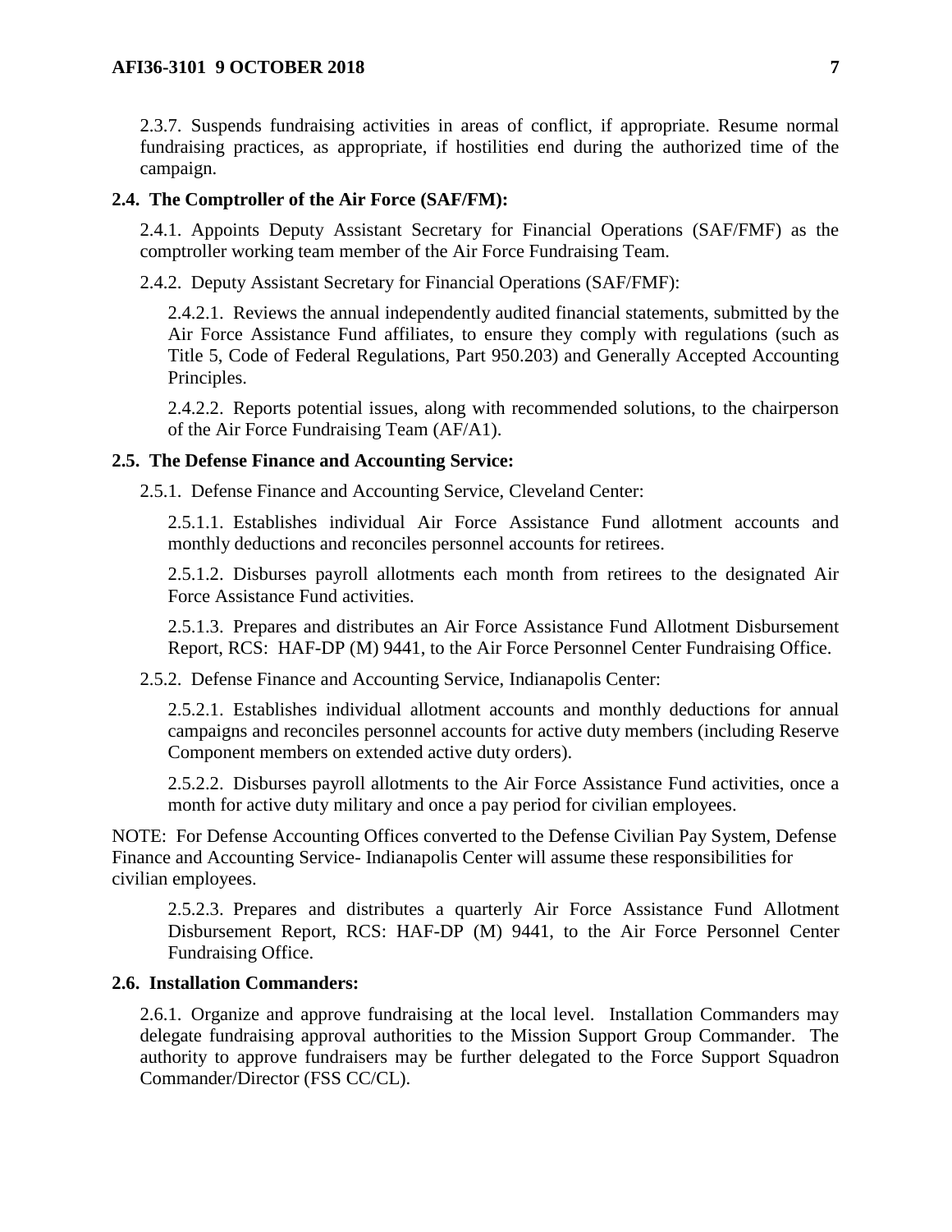2.3.7. Suspends fundraising activities in areas of conflict, if appropriate. Resume normal fundraising practices, as appropriate, if hostilities end during the authorized time of the campaign.

**2.4. The Comptroller of the Air Force (SAF/FM):**

2.4.1. Appoints Deputy Assistant Secretary for Financial Operations (SAF/FMF) as the comptroller working team member of the Air Force Fundraising Team.

2.4.2. Deputy Assistant Secretary for Financial Operations (SAF/FMF):

2.4.2.1. Reviews the annual independently audited financial statements, submitted by the Air Force Assistance Fund affiliates, to ensure they comply with regulations (such as Title 5, Code of Federal Regulations, Part 950.203) and Generally Accepted Accounting Principles.

2.4.2.2. Reports potential issues, along with recommended solutions, to the chairperson of the Air Force Fundraising Team (AF/A1).

**2.5. The Defense Finance and Accounting Service:**

2.5.1. Defense Finance and Accounting Service, Cleveland Center:

2.5.1.1. Establishes individual Air Force Assistance Fund allotment accounts and monthly deductions and reconciles personnel accounts for retirees.

2.5.1.2. Disburses payroll allotments each month from retirees to the designated Air Force Assistance Fund activities.

2.5.1.3. Prepares and distributes an Air Force Assistance Fund Allotment Disbursement Report, RCS: HAF-DP (M) 9441, to the Air Force Personnel Center Fundraising Office.

2.5.2. Defense Finance and Accounting Service, Indianapolis Center:

2.5.2.1. Establishes individual allotment accounts and monthly deductions for annual campaigns and reconciles personnel accounts for active duty members (including Reserve Component members on extended active duty orders).

2.5.2.2. Disburses payroll allotments to the Air Force Assistance Fund activities, once a month for active duty military and once a pay period for civilian employees.

NOTE: For Defense Accounting Offices converted to the Defense Civilian Pay System, Defense Finance and Accounting Service- Indianapolis Center will assume these responsibilities for civilian employees.

2.5.2.3. Prepares and distributes a quarterly Air Force Assistance Fund Allotment Disbursement Report, RCS: HAF-DP (M) 9441, to the Air Force Personnel Center Fundraising Office.

**2.6. Installation Commanders:**

2.6.1. Organize and approve fundraising at the local level. Installation Commanders may delegate fundraising approval authorities to the Mission Support Group Commander. The authority to approve fundraisers may be further delegated to the Force Support Squadron Commander/Director (FSS CC/CL).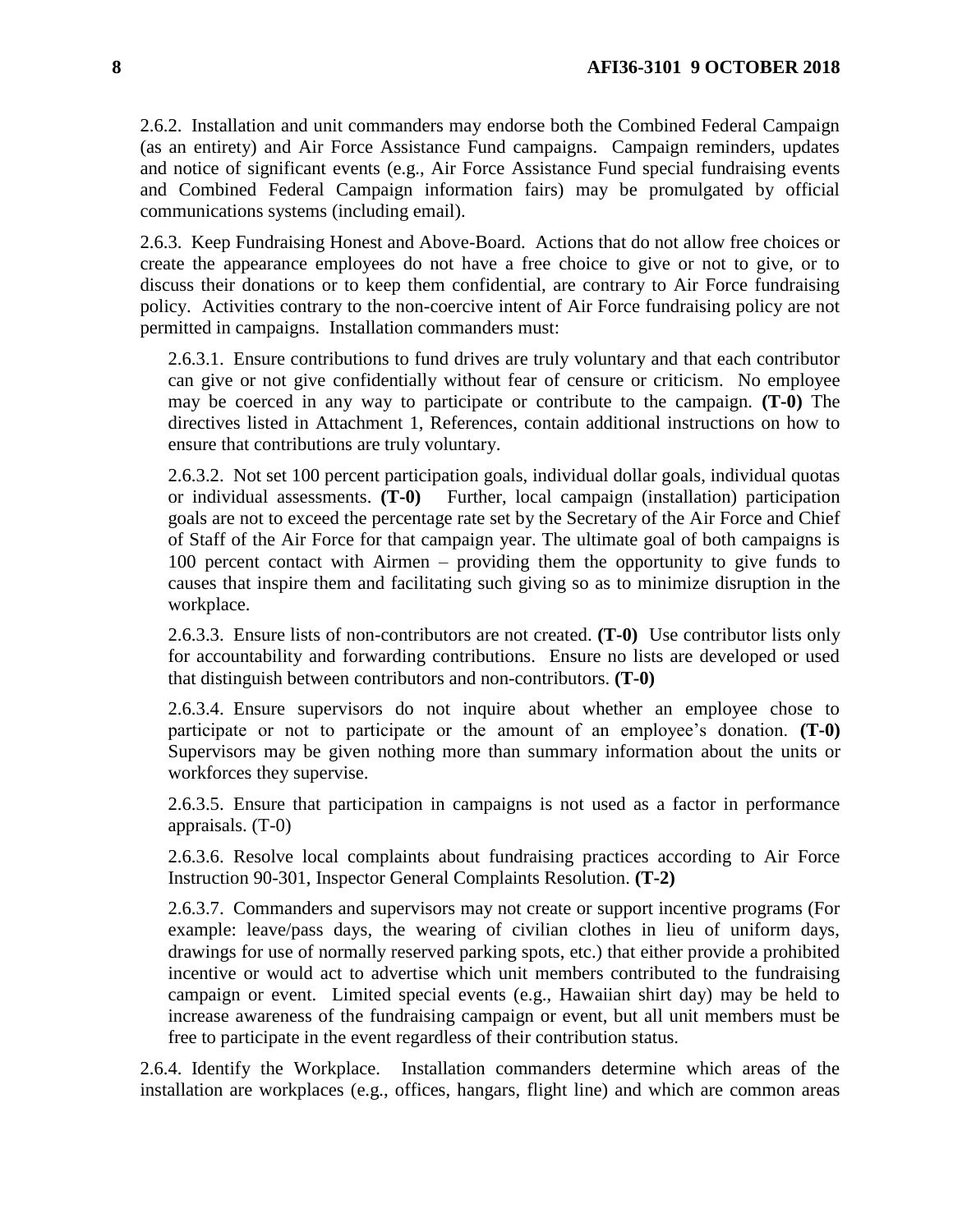2.6.2. Installation and unit commanders may endorse both the Combined Federal Campaign (as an entirety) and Air Force Assistance Fund campaigns. Campaign reminders, updates and notice of significant events (e.g., Air Force Assistance Fund special fundraising events and Combined Federal Campaign information fairs) may be promulgated by official communications systems (including email).

2.6.3. Keep Fundraising Honest and Above-Board. Actions that do not allow free choices or create the appearance employees do not have a free choice to give or not to give, or to discuss their donations or to keep them confidential, are contrary to Air Force fundraising policy. Activities contrary to the non-coercive intent of Air Force fundraising policy are not permitted in campaigns. Installation commanders must:

2.6.3.1. Ensure contributions to fund drives are truly voluntary and that each contributor can give or not give confidentially without fear of censure or criticism. No employee may be coerced in any way to participate or contribute to the campaign. **(T-0)** The directives listed in Attachment 1, References, contain additional instructions on how to ensure that contributions are truly voluntary.

2.6.3.2. Not set 100 percent participation goals, individual dollar goals, individual quotas or individual assessments. **(T-0)** Further, local campaign (installation) participation goals are not to exceed the percentage rate set by the Secretary of the Air Force and Chief of Staff of the Air Force for that campaign year. The ultimate goal of both campaigns is 100 percent contact with Airmen – providing them the opportunity to give funds to causes that inspire them and facilitating such giving so as to minimize disruption in the workplace.

2.6.3.3. Ensure lists of non-contributors are not created. **(T-0)** Use contributor lists only for accountability and forwarding contributions. Ensure no lists are developed or used that distinguish between contributors and non-contributors. **(T-0)**

2.6.3.4. Ensure supervisors do not inquire about whether an employee chose to participate or not to participate or the amount of an employee's donation. **(T-0)** Supervisors may be given nothing more than summary information about the units or workforces they supervise.

2.6.3.5. Ensure that participation in campaigns is not used as a factor in performance appraisals. (T-0)

2.6.3.6. Resolve local complaints about fundraising practices according to Air Force Instruction 90-301, Inspector General Complaints Resolution. **(T-2)**

2.6.3.7. Commanders and supervisors may not create or support incentive programs (For example: leave/pass days, the wearing of civilian clothes in lieu of uniform days, drawings for use of normally reserved parking spots, etc.) that either provide a prohibited incentive or would act to advertise which unit members contributed to the fundraising campaign or event. Limited special events (e.g., Hawaiian shirt day) may be held to increase awareness of the fundraising campaign or event, but all unit members must be free to participate in the event regardless of their contribution status.

2.6.4. Identify the Workplace. Installation commanders determine which areas of the installation are workplaces (e.g., offices, hangars, flight line) and which are common areas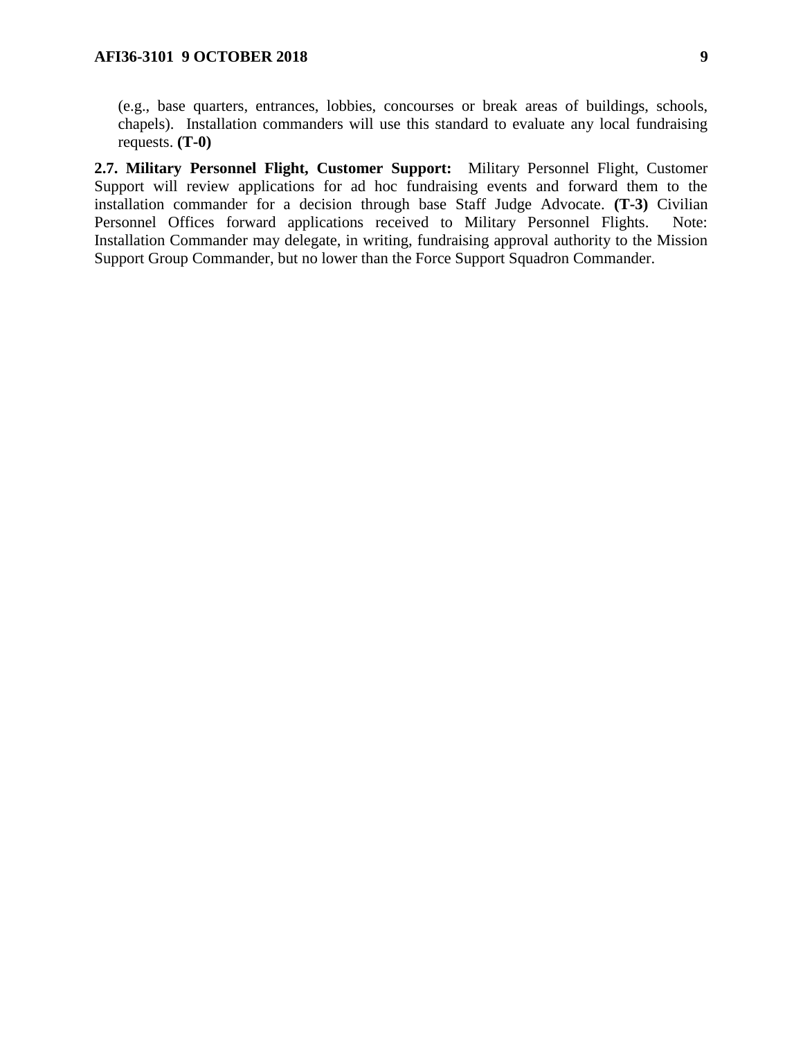(e.g., base quarters, entrances, lobbies, concourses or break areas of buildings, schools, chapels). Installation commanders will use this standard to evaluate any local fundraising requests. **(T-0)**

**2.7. Military Personnel Flight, Customer Support:** Military Personnel Flight, Customer Support will review applications for ad hoc fundraising events and forward them to the installation commander for a decision through base Staff Judge Advocate. **(T-3)** Civilian Personnel Offices forward applications received to Military Personnel Flights. Note: Installation Commander may delegate, in writing, fundraising approval authority to the Mission Support Group Commander, but no lower than the Force Support Squadron Commander.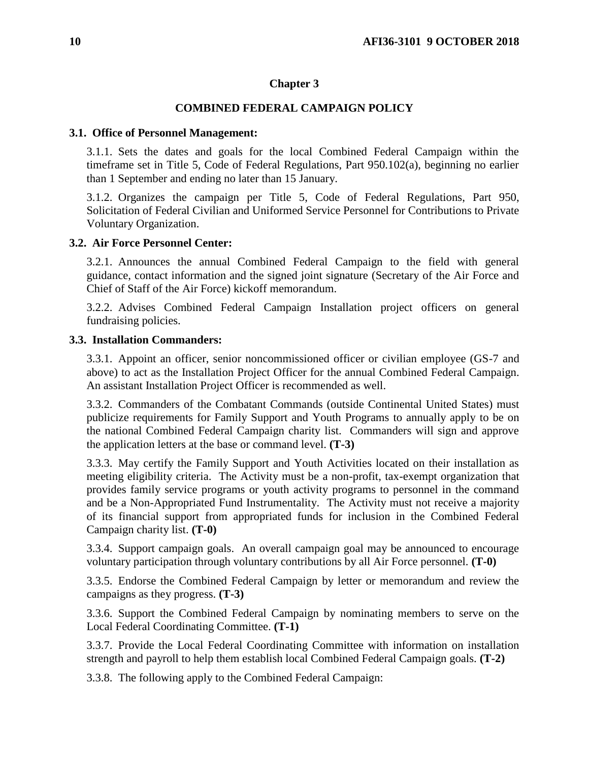## Chapter 3

## COMBINED FEDERAL CAMPAIGN POLICY

**3.1. Office of Personnel Management:**

3.1.1. Sets the dates and goals for the local Combined Federal Campaign within the timeframe set in Title 5, Code of Federal Regulations, Part 950.102(a), beginning no earlier than 1 September and ending no later than 15 January.

3.1.2. Organizes the campaign per Title 5, Code of Federal Regulations, Part 950, Solicitation of Federal Civilian and Uniformed Service Personnel for Contributions to Private Voluntary Organization.

**3.2. Air Force Personnel Center:**

3.2.1. Announces the annual Combined Federal Campaign to the field with general guidance, contact information and the signed joint signature (Secretary of the Air Force and Chief of Staff of the Air Force) kickoff memorandum.

3.2.2. Advises Combined Federal Campaign Installation project officers on general fundraising policies.

**3.3. Installation Commanders:**

3.3.1. Appoint an officer, senior noncommissioned officer or civilian employee (GS-7 and above) to act as the Installation Project Officer for the annual Combined Federal Campaign. An assistant Installation Project Officer is recommended as well.

3.3.2. Commanders of the Combatant Commands (outside Continental United States) must publicize requirements for Family Support and Youth Programs to annually apply to be on the national Combined Federal Campaign charity list. Commanders will sign and approve the application letters at the base or command level. **(T-3)**

3.3.3. May certify the Family Support and Youth Activities located on their installation as meeting eligibility criteria. The Activity must be a non-profit, tax-exempt organization that provides family service programs or youth activity programs to personnel in the command and be a Non-Appropriated Fund Instrumentality. The Activity must not receive a majority of its financial support from appropriated funds for inclusion in the Combined Federal Campaign charity list. **(T-0)**

3.3.4. Support campaign goals. An overall campaign goal may be announced to encourage voluntary participation through voluntary contributions by all Air Force personnel. **(T-0)**

3.3.5. Endorse the Combined Federal Campaign by letter or memorandum and review the campaigns as they progress. **(T-3)**

3.3.6. Support the Combined Federal Campaign by nominating members to serve on the Local Federal Coordinating Committee. **(T-1)**

3.3.7. Provide the Local Federal Coordinating Committee with information on installation strength and payroll to help them establish local Combined Federal Campaign goals. **(T-2)**

3.3.8. The following apply to the Combined Federal Campaign: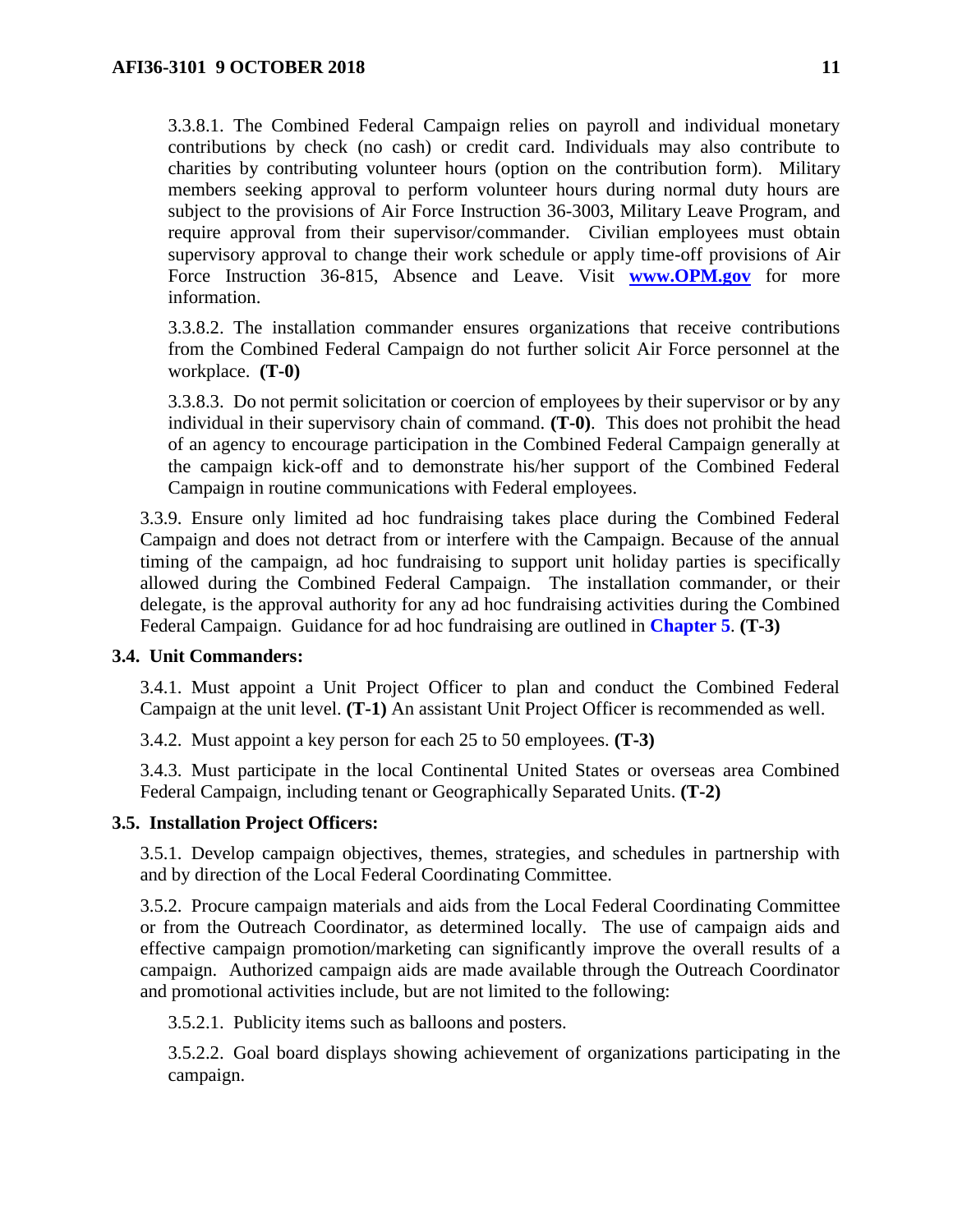3.3.8.1. The Combined Federal Campaign relies on payroll and individual monetary contributions by check (no cash) or credit card. Individuals may also contribute to charities by contributing volunteer hours (option on the contribution form). Military members seeking approval to perform volunteer hours during normal duty hours are subject to the provisions of Air Force Instruction 36-3003, Military Leave Program, and require approval from their supervisor/commander. Civilian employees must obtain supervisory approval to change their work schedule or apply time-off provisions of Air Force Instruction 36-815, Absence and Leave. Visit **www.OPM.gov** for more information.

3.3.8.2. The installation commander ensures organizations that receive contributions from the Combined Federal Campaign do not further solicit Air Force personnel at the workplace. **(T-0)**

3.3.8.3. Do not permit solicitation or coercion of employees by their supervisor or by any individual in their supervisory chain of command. **(T-0)**. This does not prohibit the head of an agency to encourage participation in the Combined Federal Campaign generally at the campaign kick-off and to demonstrate his/her support of the Combined Federal Campaign in routine communications with Federal employees.

3.3.9. Ensure only limited ad hoc fundraising takes place during the Combined Federal Campaign and does not detract from or interfere with the Campaign. Because of the annual timing of the campaign, ad hoc fundraising to support unit holiday parties is specifically allowed during the Combined Federal Campaign. The installation commander, or their delegate, is the approval authority for any ad hoc fundraising activities during the Combined Federal Campaign. Guidance for ad hoc fundraising are outlined in **Chapter 5**. **(T-3)**

**3.4. Unit Commanders:**

3.4.1. Must appoint a Unit Project Officer to plan and conduct the Combined Federal Campaign at the unit level. **(T-1)** An assistant Unit Project Officer is recommended as well.

3.4.2. Must appoint a key person for each 25 to 50 employees. **(T-3)**

3.4.3. Must participate in the local Continental United States or overseas area Combined Federal Campaign, including tenant or Geographically Separated Units. **(T-2)**

**3.5. Installation Project Officers:**

3.5.1. Develop campaign objectives, themes, strategies, and schedules in partnership with and by direction of the Local Federal Coordinating Committee.

3.5.2. Procure campaign materials and aids from the Local Federal Coordinating Committee or from the Outreach Coordinator, as determined locally. The use of campaign aids and effective campaign promotion/marketing can significantly improve the overall results of a campaign. Authorized campaign aids are made available through the Outreach Coordinator and promotional activities include, but are not limited to the following:

3.5.2.1. Publicity items such as balloons and posters.

3.5.2.2. Goal board displays showing achievement of organizations participating in the campaign.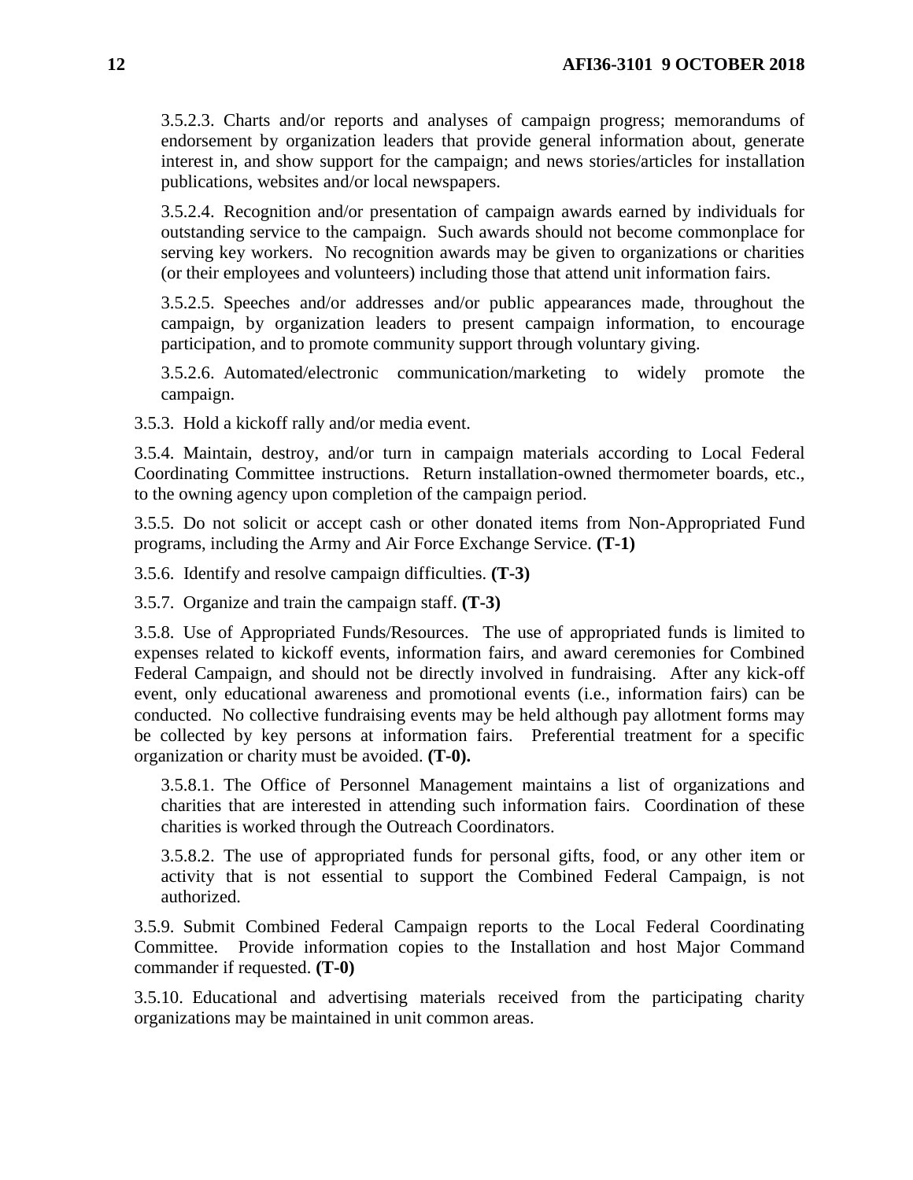3.5.2.3. Charts and/or reports and analyses of campaign progress; memorandums of endorsement by organization leaders that provide general information about, generate interest in, and show support for the campaign; and news stories/articles for installation publications, websites and/or local newspapers.

3.5.2.4. Recognition and/or presentation of campaign awards earned by individuals for outstanding service to the campaign. Such awards should not become commonplace for serving key workers. No recognition awards may be given to organizations or charities (or their employees and volunteers) including those that attend unit information fairs.

3.5.2.5. Speeches and/or addresses and/or public appearances made, throughout the campaign, by organization leaders to present campaign information, to encourage participation, and to promote community support through voluntary giving.

3.5.2.6. Automated/electronic communication/marketing to widely promote the campaign.

3.5.3. Hold a kickoff rally and/or media event.

3.5.4. Maintain, destroy, and/or turn in campaign materials according to Local Federal Coordinating Committee instructions. Return installation-owned thermometer boards, etc., to the owning agency upon completion of the campaign period.

3.5.5. Do not solicit or accept cash or other donated items from Non-Appropriated Fund programs, including the Army and Air Force Exchange Service. **(T-1)**

3.5.6. Identify and resolve campaign difficulties. **(T-3)**

3.5.7. Organize and train the campaign staff. **(T-3)**

3.5.8. Use of Appropriated Funds/Resources. The use of appropriated funds is limited to expenses related to kickoff events, information fairs, and award ceremonies for Combined Federal Campaign, and should not be directly involved in fundraising. After any kick-off event, only educational awareness and promotional events (i.e., information fairs) can be conducted. No collective fundraising events may be held although pay allotment forms may be collected by key persons at information fairs. Preferential treatment for a specific organization or charity must be avoided. **(T-0).**

3.5.8.1. The Office of Personnel Management maintains a list of organizations and charities that are interested in attending such information fairs. Coordination of these charities is worked through the Outreach Coordinators.

3.5.8.2. The use of appropriated funds for personal gifts, food, or any other item or activity that is not essential to support the Combined Federal Campaign, is not authorized.

3.5.9. Submit Combined Federal Campaign reports to the Local Federal Coordinating Committee. Provide information copies to the Installation and host Major Command commander if requested. **(T-0)**

3.5.10. Educational and advertising materials received from the participating charity organizations may be maintained in unit common areas.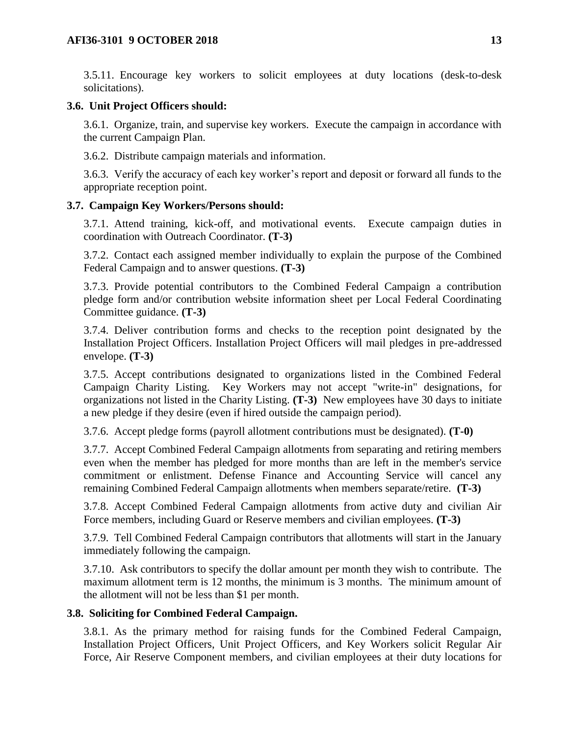3.5.11. Encourage key workers to solicit employees at duty locations (desk-to-desk solicitations).

**3.6. Unit Project Officers should:**

3.6.1. Organize, train, and supervise key workers. Execute the campaign in accordance with the current Campaign Plan.

3.6.2. Distribute campaign materials and information.

3.6.3. Verify the accuracy of each key worker's report and deposit or forward all funds to the appropriate reception point.

**3.7. Campaign Key Workers/Persons should:**

3.7.1. Attend training, kick-off, and motivational events. Execute campaign duties in coordination with Outreach Coordinator. **(T-3)**

3.7.2. Contact each assigned member individually to explain the purpose of the Combined Federal Campaign and to answer questions. **(T-3)**

3.7.3. Provide potential contributors to the Combined Federal Campaign a contribution pledge form and/or contribution website information sheet per Local Federal Coordinating Committee guidance. **(T-3)**

3.7.4. Deliver contribution forms and checks to the reception point designated by the Installation Project Officers. Installation Project Officers will mail pledges in pre-addressed envelope. **(T-3)**

3.7.5. Accept contributions designated to organizations listed in the Combined Federal Campaign Charity Listing. Key Workers may not accept "write-in" designations, for organizations not listed in the Charity Listing. **(T-3)** New employees have 30 days to initiate a new pledge if they desire (even if hired outside the campaign period).

3.7.6. Accept pledge forms (payroll allotment contributions must be designated). **(T-0)**

3.7.7. Accept Combined Federal Campaign allotments from separating and retiring members even when the member has pledged for more months than are left in the member's service commitment or enlistment. Defense Finance and Accounting Service will cancel any remaining Combined Federal Campaign allotments when members separate/retire. **(T-3)**

3.7.8. Accept Combined Federal Campaign allotments from active duty and civilian Air Force members, including Guard or Reserve members and civilian employees. **(T-3)**

3.7.9. Tell Combined Federal Campaign contributors that allotments will start in the January immediately following the campaign.

3.7.10. Ask contributors to specify the dollar amount per month they wish to contribute. The maximum allotment term is 12 months, the minimum is 3 months. The minimum amount of the allotment will not be less than $1 per month.

**3.8. Soliciting for Combined Federal Campaign.**

3.8.1. As the primary method for raising funds for the Combined Federal Campaign, Installation Project Officers, Unit Project Officers, and Key Workers solicit Regular Air Force, Air Reserve Component members, and civilian employees at their duty locations for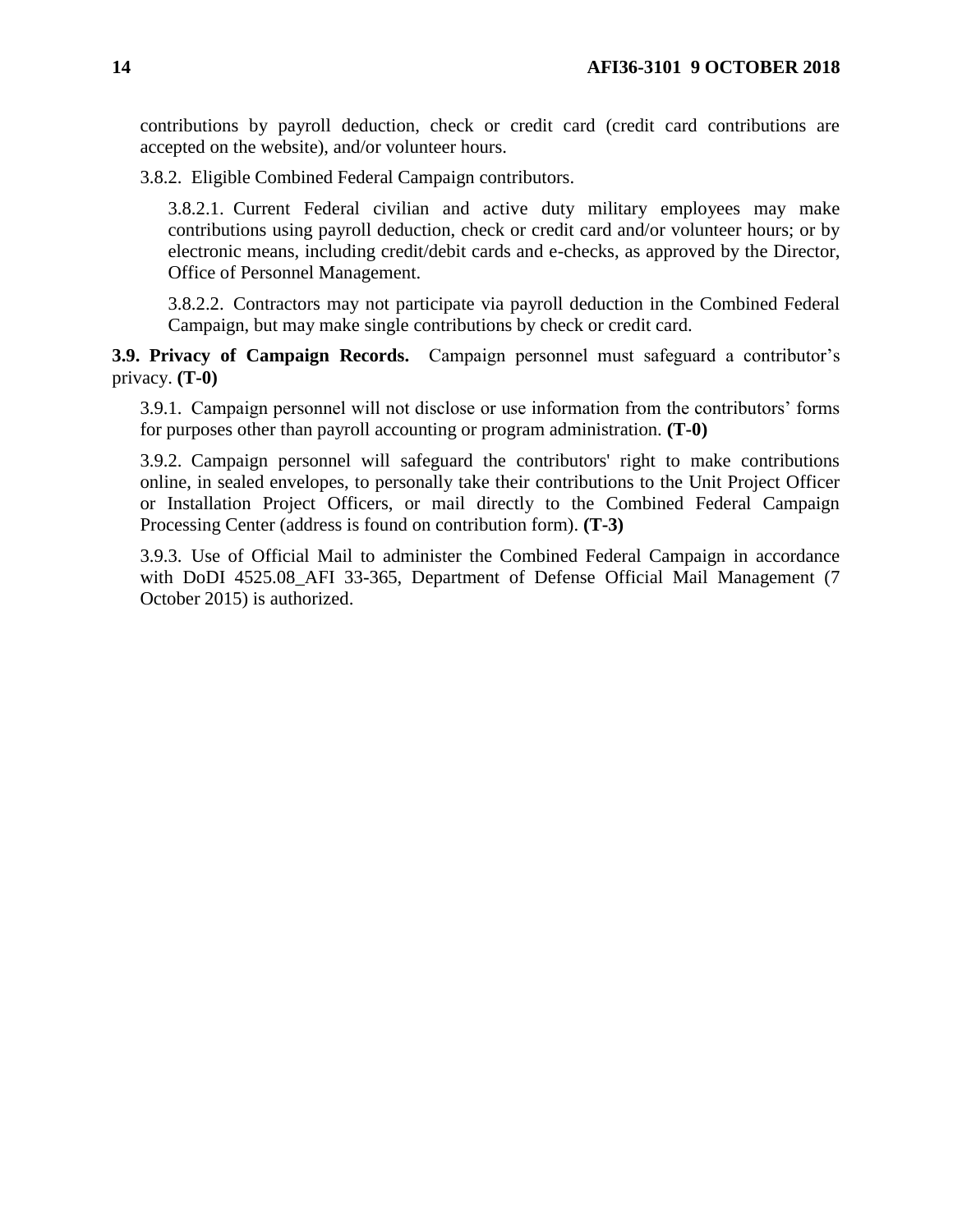contributions by payroll deduction, check or credit card (credit card contributions are accepted on the website), and/or volunteer hours.

3.8.2. Eligible Combined Federal Campaign contributors.

3.8.2.1. Current Federal civilian and active duty military employees may make contributions using payroll deduction, check or credit card and/or volunteer hours; or by electronic means, including credit/debit cards and e-checks, as approved by the Director, Office of Personnel Management.

3.8.2.2. Contractors may not participate via payroll deduction in the Combined Federal Campaign, but may make single contributions by check or credit card.

**3.9. Privacy of Campaign Records.** Campaign personnel must safeguard a contributor's privacy. **(T-0)**

3.9.1. Campaign personnel will not disclose or use information from the contributors' forms for purposes other than payroll accounting or program administration. **(T-0)**

3.9.2. Campaign personnel will safeguard the contributors' right to make contributions online, in sealed envelopes, to personally take their contributions to the Unit Project Officer or Installation Project Officers, or mail directly to the Combined Federal Campaign Processing Center (address is found on contribution form). **(T-3)**

3.9.3. Use of Official Mail to administer the Combined Federal Campaign in accordance with DoDI 4525.08_AFI 33-365, Department of Defense Official Mail Management (7 October 2015) is authorized.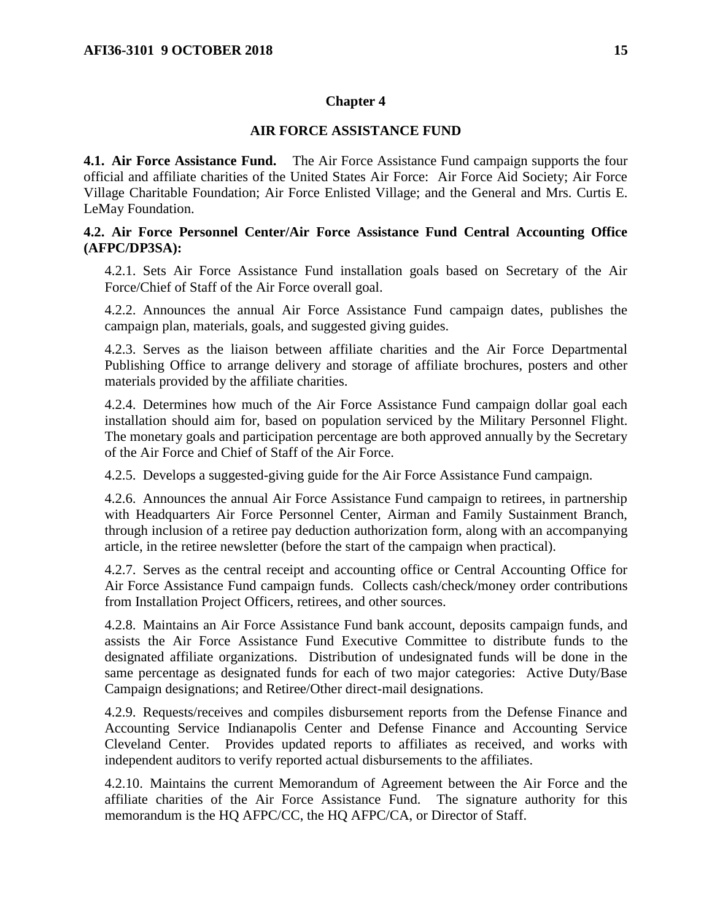# Chapter 4

## AIR FORCE ASSISTANCE FUND

**4.1. Air Force Assistance Fund.** The Air Force Assistance Fund campaign supports the four official and affiliate charities of the United States Air Force: Air Force Aid Society; Air Force Village Charitable Foundation; Air Force Enlisted Village; and the General and Mrs. Curtis E. LeMay Foundation.

**4.2. Air Force Personnel Center/Air Force Assistance Fund Central Accounting Office (AFPC/DP3SA):**

4.2.1. Sets Air Force Assistance Fund installation goals based on Secretary of the Air Force/Chief of Staff of the Air Force overall goal.

4.2.2. Announces the annual Air Force Assistance Fund campaign dates, publishes the campaign plan, materials, goals, and suggested giving guides.

4.2.3. Serves as the liaison between affiliate charities and the Air Force Departmental Publishing Office to arrange delivery and storage of affiliate brochures, posters and other materials provided by the affiliate charities.

4.2.4. Determines how much of the Air Force Assistance Fund campaign dollar goal each installation should aim for, based on population serviced by the Military Personnel Flight. The monetary goals and participation percentage are both approved annually by the Secretary of the Air Force and Chief of Staff of the Air Force.

4.2.5. Develops a suggested-giving guide for the Air Force Assistance Fund campaign.

4.2.6. Announces the annual Air Force Assistance Fund campaign to retirees, in partnership with Headquarters Air Force Personnel Center, Airman and Family Sustainment Branch, through inclusion of a retiree pay deduction authorization form, along with an accompanying article, in the retiree newsletter (before the start of the campaign when practical).

4.2.7. Serves as the central receipt and accounting office or Central Accounting Office for Air Force Assistance Fund campaign funds. Collects cash/check/money order contributions from Installation Project Officers, retirees, and other sources.

4.2.8. Maintains an Air Force Assistance Fund bank account, deposits campaign funds, and assists the Air Force Assistance Fund Executive Committee to distribute funds to the designated affiliate organizations. Distribution of undesignated funds will be done in the same percentage as designated funds for each of two major categories: Active Duty/Base Campaign designations; and Retiree/Other direct-mail designations.

4.2.9. Requests/receives and compiles disbursement reports from the Defense Finance and Accounting Service Indianapolis Center and Defense Finance and Accounting Service Cleveland Center. Provides updated reports to affiliates as received, and works with independent auditors to verify reported actual disbursements to the affiliates.

4.2.10. Maintains the current Memorandum of Agreement between the Air Force and the affiliate charities of the Air Force Assistance Fund. The signature authority for this memorandum is the HQ AFPC/CC, the HQ AFPC/CA, or Director of Staff.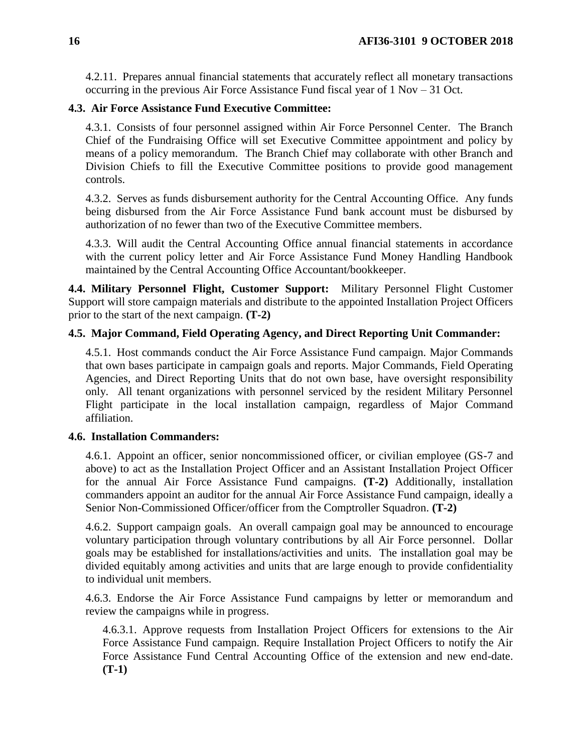4.2.11. Prepares annual financial statements that accurately reflect all monetary transactions occurring in the previous Air Force Assistance Fund fiscal year of 1 Nov – 31 Oct.

**4.3. Air Force Assistance Fund Executive Committee:**

4.3.1. Consists of four personnel assigned within Air Force Personnel Center. The Branch Chief of the Fundraising Office will set Executive Committee appointment and policy by means of a policy memorandum. The Branch Chief may collaborate with other Branch and Division Chiefs to fill the Executive Committee positions to provide good management controls.

4.3.2. Serves as funds disbursement authority for the Central Accounting Office. Any funds being disbursed from the Air Force Assistance Fund bank account must be disbursed by authorization of no fewer than two of the Executive Committee members.

4.3.3. Will audit the Central Accounting Office annual financial statements in accordance with the current policy letter and Air Force Assistance Fund Money Handling Handbook maintained by the Central Accounting Office Accountant/bookkeeper.

**4.4. Military Personnel Flight, Customer Support:** Military Personnel Flight Customer Support will store campaign materials and distribute to the appointed Installation Project Officers prior to the start of the next campaign. **(T-2)**

**4.5. Major Command, Field Operating Agency, and Direct Reporting Unit Commander:**

4.5.1. Host commands conduct the Air Force Assistance Fund campaign. Major Commands that own bases participate in campaign goals and reports. Major Commands, Field Operating Agencies, and Direct Reporting Units that do not own base, have oversight responsibility only. All tenant organizations with personnel serviced by the resident Military Personnel Flight participate in the local installation campaign, regardless of Major Command affiliation.

**4.6. Installation Commanders:**

4.6.1. Appoint an officer, senior noncommissioned officer, or civilian employee (GS-7 and above) to act as the Installation Project Officer and an Assistant Installation Project Officer for the annual Air Force Assistance Fund campaigns. **(T-2)** Additionally, installation commanders appoint an auditor for the annual Air Force Assistance Fund campaign, ideally a Senior Non-Commissioned Officer/officer from the Comptroller Squadron. **(T-2)**

4.6.2. Support campaign goals. An overall campaign goal may be announced to encourage voluntary participation through voluntary contributions by all Air Force personnel. Dollar goals may be established for installations/activities and units. The installation goal may be divided equitably among activities and units that are large enough to provide confidentiality to individual unit members.

4.6.3. Endorse the Air Force Assistance Fund campaigns by letter or memorandum and review the campaigns while in progress.

4.6.3.1. Approve requests from Installation Project Officers for extensions to the Air Force Assistance Fund campaign. Require Installation Project Officers to notify the Air Force Assistance Fund Central Accounting Office of the extension and new end-date. **(T-1)**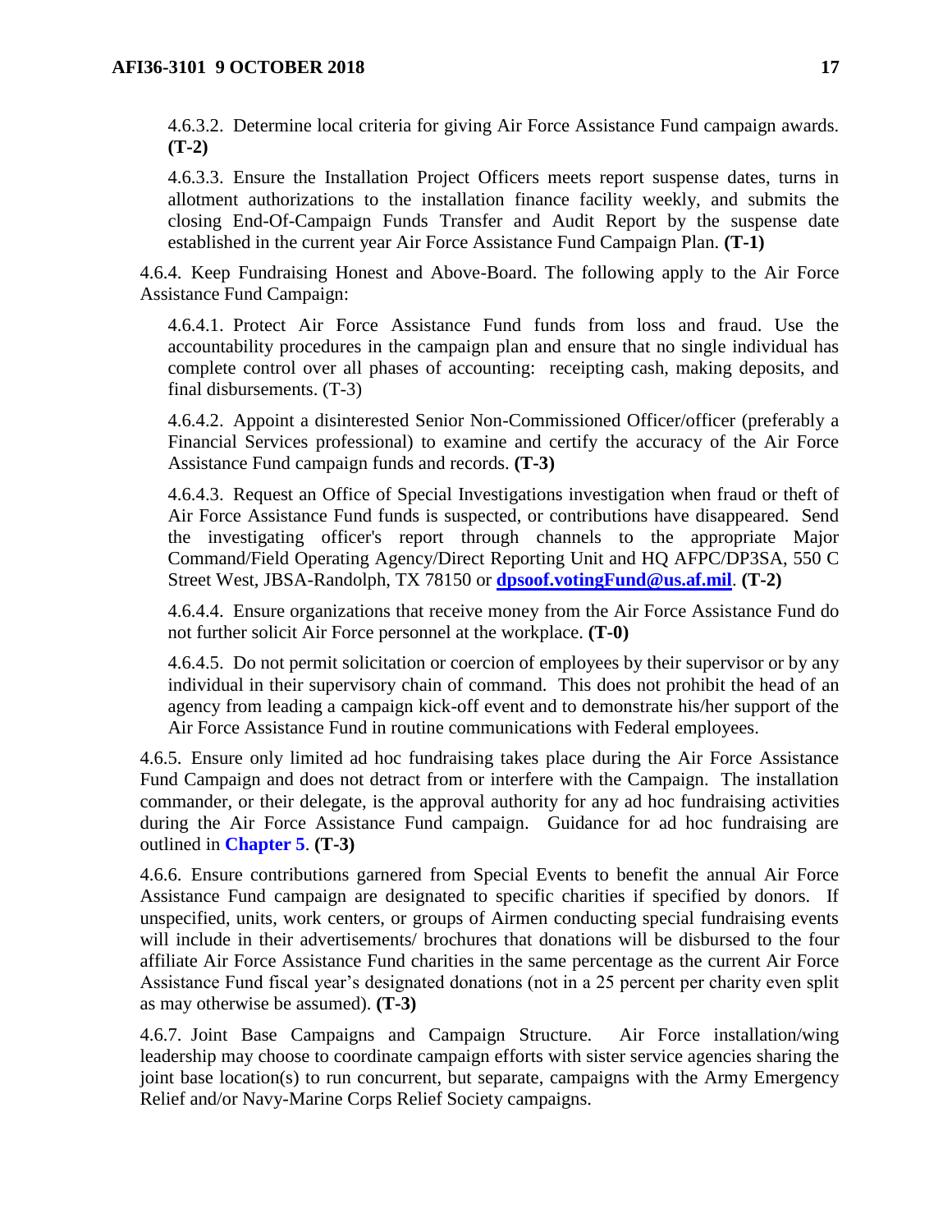4.6.3.2. Determine local criteria for giving Air Force Assistance Fund campaign awards. **(T-2)**

4.6.3.3. Ensure the Installation Project Officers meets report suspense dates, turns in allotment authorizations to the installation finance facility weekly, and submits the closing End-Of-Campaign Funds Transfer and Audit Report by the suspense date established in the current year Air Force Assistance Fund Campaign Plan. **(T-1)**

4.6.4. Keep Fundraising Honest and Above-Board. The following apply to the Air Force Assistance Fund Campaign:

4.6.4.1. Protect Air Force Assistance Fund funds from loss and fraud. Use the accountability procedures in the campaign plan and ensure that no single individual has complete control over all phases of accounting: receipting cash, making deposits, and final disbursements. (T-3)

4.6.4.2. Appoint a disinterested Senior Non-Commissioned Officer/officer (preferably a Financial Services professional) to examine and certify the accuracy of the Air Force Assistance Fund campaign funds and records. **(T-3)**

4.6.4.3. Request an Office of Special Investigations investigation when fraud or theft of Air Force Assistance Fund funds is suspected, or contributions have disappeared. Send the investigating officer's report through channels to the appropriate Major Command/Field Operating Agency/Direct Reporting Unit and HQ AFPC/DP3SA, 550 C Street West, JBSA-Randolph, TX 78150 or **dpsoof.votingFund@us.af.mil**. **(T-2)**

4.6.4.4. Ensure organizations that receive money from the Air Force Assistance Fund do not further solicit Air Force personnel at the workplace. **(T-0)**

4.6.4.5. Do not permit solicitation or coercion of employees by their supervisor or by any individual in their supervisory chain of command. This does not prohibit the head of an agency from leading a campaign kick-off event and to demonstrate his/her support of the Air Force Assistance Fund in routine communications with Federal employees.

4.6.5. Ensure only limited ad hoc fundraising takes place during the Air Force Assistance Fund Campaign and does not detract from or interfere with the Campaign. The installation commander, or their delegate, is the approval authority for any ad hoc fundraising activities during the Air Force Assistance Fund campaign. Guidance for ad hoc fundraising are outlined in **Chapter 5**. **(T-3)**

4.6.6. Ensure contributions garnered from Special Events to benefit the annual Air Force Assistance Fund campaign are designated to specific charities if specified by donors. If unspecified, units, work centers, or groups of Airmen conducting special fundraising events will include in their advertisements/ brochures that donations will be disbursed to the four affiliate Air Force Assistance Fund charities in the same percentage as the current Air Force Assistance Fund fiscal year's designated donations (not in a 25 percent per charity even split as may otherwise be assumed). **(T-3)**

4.6.7. Joint Base Campaigns and Campaign Structure. Air Force installation/wing leadership may choose to coordinate campaign efforts with sister service agencies sharing the joint base location(s) to run concurrent, but separate, campaigns with the Army Emergency Relief and/or Navy-Marine Corps Relief Society campaigns.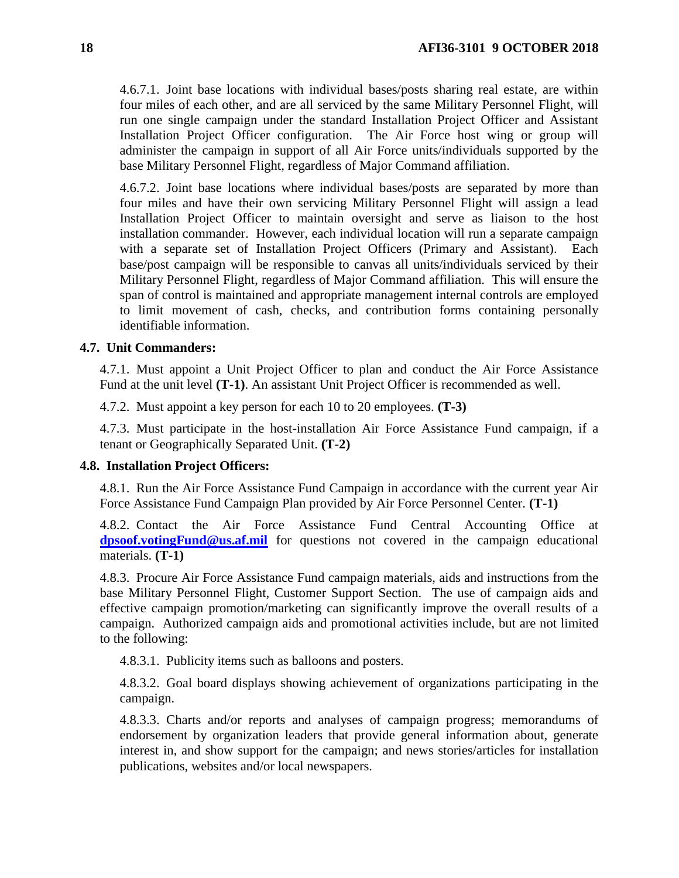4.6.7.1. Joint base locations with individual bases/posts sharing real estate, are within four miles of each other, and are all serviced by the same Military Personnel Flight, will run one single campaign under the standard Installation Project Officer and Assistant Installation Project Officer configuration. The Air Force host wing or group will administer the campaign in support of all Air Force units/individuals supported by the base Military Personnel Flight, regardless of Major Command affiliation.

4.6.7.2. Joint base locations where individual bases/posts are separated by more than four miles and have their own servicing Military Personnel Flight will assign a lead Installation Project Officer to maintain oversight and serve as liaison to the host installation commander. However, each individual location will run a separate campaign with a separate set of Installation Project Officers (Primary and Assistant). Each base/post campaign will be responsible to canvas all units/individuals serviced by their Military Personnel Flight, regardless of Major Command affiliation. This will ensure the span of control is maintained and appropriate management internal controls are employed to limit movement of cash, checks, and contribution forms containing personally identifiable information.

**4.7. Unit Commanders:**

4.7.1. Must appoint a Unit Project Officer to plan and conduct the Air Force Assistance Fund at the unit level **(T-1)**. An assistant Unit Project Officer is recommended as well.

4.7.2. Must appoint a key person for each 10 to 20 employees. **(T-3)**

4.7.3. Must participate in the host-installation Air Force Assistance Fund campaign, if a tenant or Geographically Separated Unit. **(T-2)**

**4.8. Installation Project Officers:**

4.8.1. Run the Air Force Assistance Fund Campaign in accordance with the current year Air Force Assistance Fund Campaign Plan provided by Air Force Personnel Center. **(T-1)**

4.8.2. Contact the Air Force Assistance Fund Central Accounting Office at **dpsoof.votingFund@us.af.mil** for questions not covered in the campaign educational materials. **(T-1)**

4.8.3. Procure Air Force Assistance Fund campaign materials, aids and instructions from the base Military Personnel Flight, Customer Support Section. The use of campaign aids and effective campaign promotion/marketing can significantly improve the overall results of a campaign. Authorized campaign aids and promotional activities include, but are not limited to the following:

4.8.3.1. Publicity items such as balloons and posters.

4.8.3.2. Goal board displays showing achievement of organizations participating in the campaign.

4.8.3.3. Charts and/or reports and analyses of campaign progress; memorandums of endorsement by organization leaders that provide general information about, generate interest in, and show support for the campaign; and news stories/articles for installation publications, websites and/or local newspapers.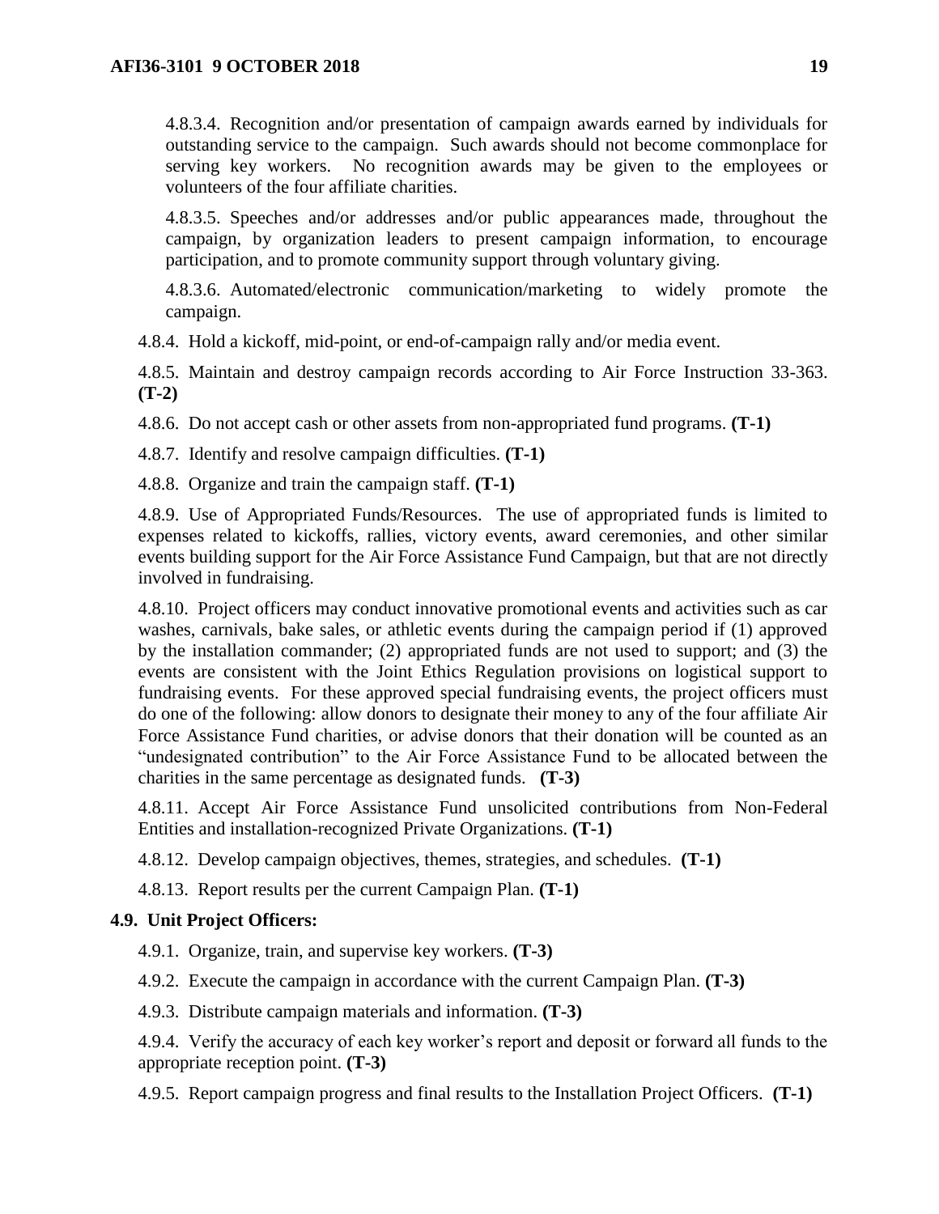4.8.3.4. Recognition and/or presentation of campaign awards earned by individuals for outstanding service to the campaign. Such awards should not become commonplace for serving key workers. No recognition awards may be given to the employees or volunteers of the four affiliate charities.

4.8.3.5. Speeches and/or addresses and/or public appearances made, throughout the campaign, by organization leaders to present campaign information, to encourage participation, and to promote community support through voluntary giving.

4.8.3.6. Automated/electronic communication/marketing to widely promote the campaign.

4.8.4. Hold a kickoff, mid-point, or end-of-campaign rally and/or media event.

4.8.5. Maintain and destroy campaign records according to Air Force Instruction 33-363. **(T-2)**

4.8.6. Do not accept cash or other assets from non-appropriated fund programs. **(T-1)**

4.8.7. Identify and resolve campaign difficulties. **(T-1)**

4.8.8. Organize and train the campaign staff. **(T-1)**

4.8.9. Use of Appropriated Funds/Resources. The use of appropriated funds is limited to expenses related to kickoffs, rallies, victory events, award ceremonies, and other similar events building support for the Air Force Assistance Fund Campaign, but that are not directly involved in fundraising.

4.8.10. Project officers may conduct innovative promotional events and activities such as car washes, carnivals, bake sales, or athletic events during the campaign period if (1) approved by the installation commander; (2) appropriated funds are not used to support; and (3) the events are consistent with the Joint Ethics Regulation provisions on logistical support to fundraising events. For these approved special fundraising events, the project officers must do one of the following: allow donors to designate their money to any of the four affiliate Air Force Assistance Fund charities, or advise donors that their donation will be counted as an "undesignated contribution" to the Air Force Assistance Fund to be allocated between the charities in the same percentage as designated funds. **(T-3)**

4.8.11. Accept Air Force Assistance Fund unsolicited contributions from Non-Federal Entities and installation-recognized Private Organizations. **(T-1)**

4.8.12. Develop campaign objectives, themes, strategies, and schedules. **(T-1)**

4.8.13. Report results per the current Campaign Plan. **(T-1)**

**4.9. Unit Project Officers:**

4.9.1. Organize, train, and supervise key workers. **(T-3)**

4.9.2. Execute the campaign in accordance with the current Campaign Plan. **(T-3)**

4.9.3. Distribute campaign materials and information. **(T-3)**

4.9.4. Verify the accuracy of each key worker's report and deposit or forward all funds to the appropriate reception point. **(T-3)**

4.9.5. Report campaign progress and final results to the Installation Project Officers. **(T-1)**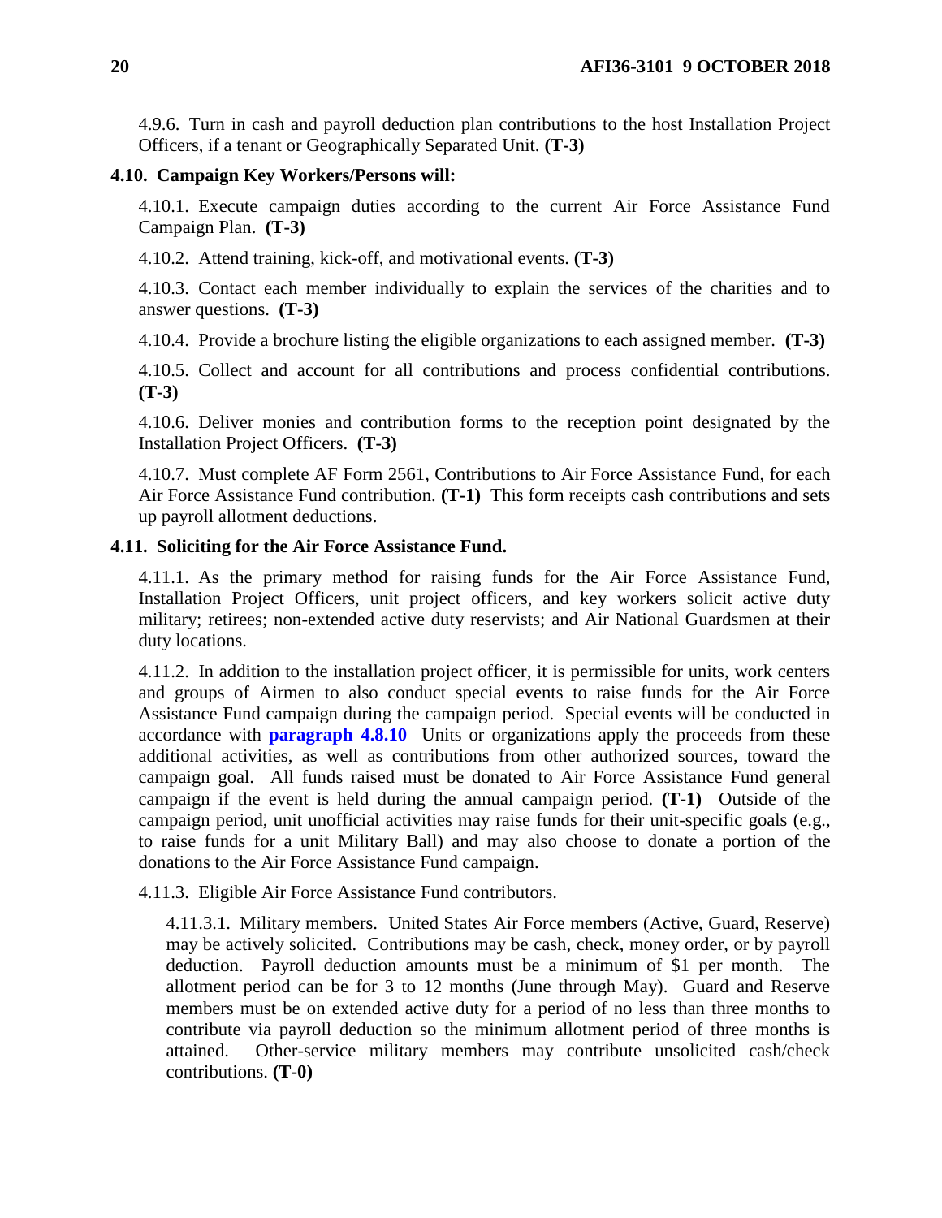4.9.6. Turn in cash and payroll deduction plan contributions to the host Installation Project Officers, if a tenant or Geographically Separated Unit. **(T-3)**

**4.10. Campaign Key Workers/Persons will:**

4.10.1. Execute campaign duties according to the current Air Force Assistance Fund Campaign Plan. **(T-3)**

4.10.2. Attend training, kick-off, and motivational events. **(T-3)**

4.10.3. Contact each member individually to explain the services of the charities and to answer questions. **(T-3)**

4.10.4. Provide a brochure listing the eligible organizations to each assigned member. **(T-3)**

4.10.5. Collect and account for all contributions and process confidential contributions. **(T-3)**

4.10.6. Deliver monies and contribution forms to the reception point designated by the Installation Project Officers. **(T-3)**

4.10.7. Must complete AF Form 2561, Contributions to Air Force Assistance Fund, for each Air Force Assistance Fund contribution. **(T-1)** This form receipts cash contributions and sets up payroll allotment deductions.

**4.11. Soliciting for the Air Force Assistance Fund.**

4.11.1. As the primary method for raising funds for the Air Force Assistance Fund, Installation Project Officers, unit project officers, and key workers solicit active duty military; retirees; non-extended active duty reservists; and Air National Guardsmen at their duty locations.

4.11.2. In addition to the installation project officer, it is permissible for units, work centers and groups of Airmen to also conduct special events to raise funds for the Air Force Assistance Fund campaign during the campaign period. Special events will be conducted in accordance with **paragraph 4.8.10** Units or organizations apply the proceeds from these additional activities, as well as contributions from other authorized sources, toward the campaign goal. All funds raised must be donated to Air Force Assistance Fund general campaign if the event is held during the annual campaign period. **(T-1)** Outside of the campaign period, unit unofficial activities may raise funds for their unit-specific goals (e.g., to raise funds for a unit Military Ball) and may also choose to donate a portion of the donations to the Air Force Assistance Fund campaign.

4.11.3. Eligible Air Force Assistance Fund contributors.

4.11.3.1. Military members. United States Air Force members (Active, Guard, Reserve) may be actively solicited. Contributions may be cash, check, money order, or by payroll deduction. Payroll deduction amounts must be a minimum of $1 per month. The allotment period can be for 3 to 12 months (June through May). Guard and Reserve members must be on extended active duty for a period of no less than three months to contribute via payroll deduction so the minimum allotment period of three months is attained. Other-service military members may contribute unsolicited cash/check contributions. **(T-0)**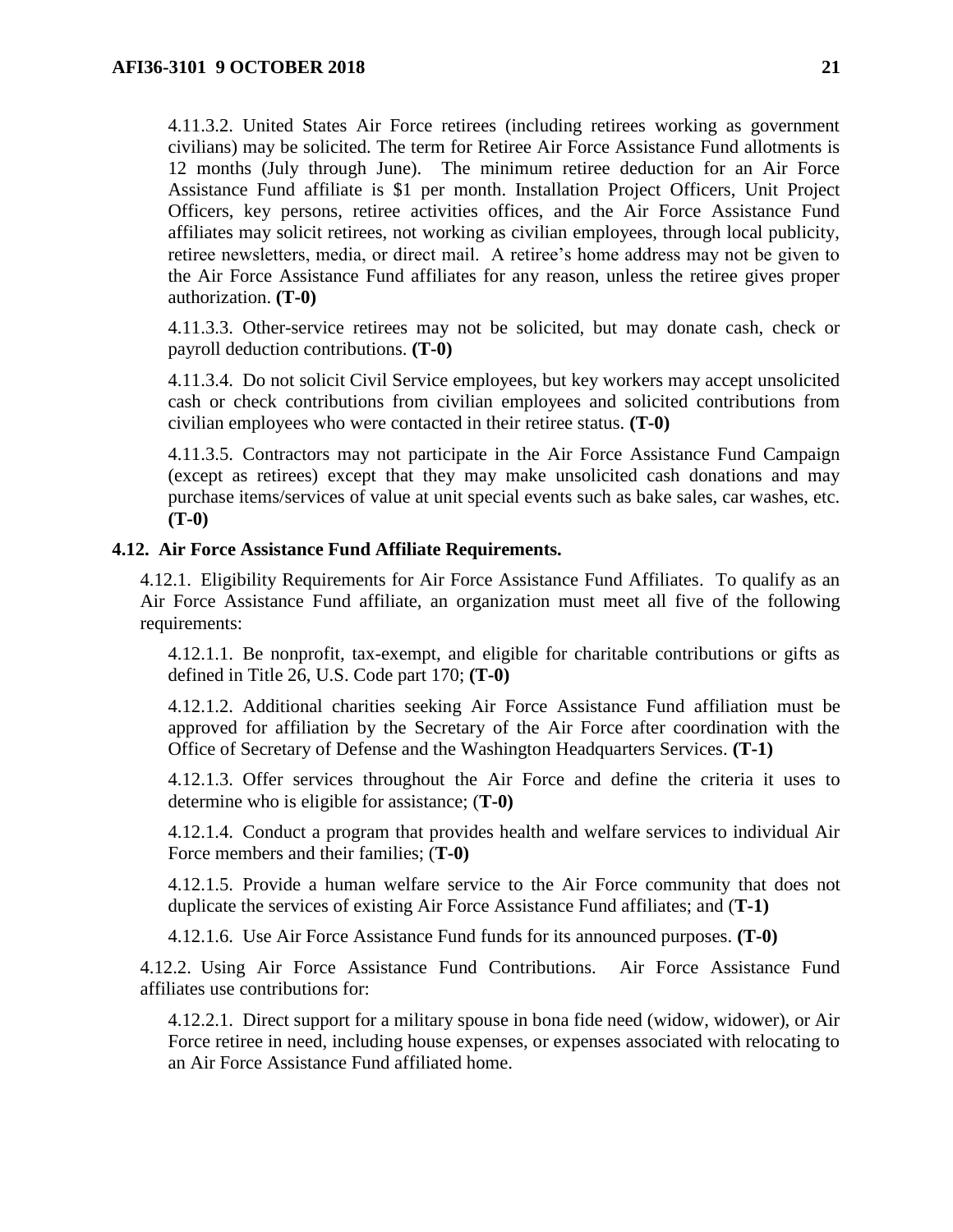4.11.3.2. United States Air Force retirees (including retirees working as government civilians) may be solicited. The term for Retiree Air Force Assistance Fund allotments is 12 months (July through June). The minimum retiree deduction for an Air Force Assistance Fund affiliate is $1 per month. Installation Project Officers, Unit Project Officers, key persons, retiree activities offices, and the Air Force Assistance Fund affiliates may solicit retirees, not working as civilian employees, through local publicity, retiree newsletters, media, or direct mail. A retiree's home address may not be given to the Air Force Assistance Fund affiliates for any reason, unless the retiree gives proper authorization. **(T-0)**

4.11.3.3. Other-service retirees may not be solicited, but may donate cash, check or payroll deduction contributions. **(T-0)**

4.11.3.4. Do not solicit Civil Service employees, but key workers may accept unsolicited cash or check contributions from civilian employees and solicited contributions from civilian employees who were contacted in their retiree status. **(T-0)**

4.11.3.5. Contractors may not participate in the Air Force Assistance Fund Campaign (except as retirees) except that they may make unsolicited cash donations and may purchase items/services of value at unit special events such as bake sales, car washes, etc. **(T-0)**

**4.12. Air Force Assistance Fund Affiliate Requirements.**

4.12.1. Eligibility Requirements for Air Force Assistance Fund Affiliates. To qualify as an Air Force Assistance Fund affiliate, an organization must meet all five of the following requirements:

4.12.1.1. Be nonprofit, tax-exempt, and eligible for charitable contributions or gifts as defined in Title 26, U.S. Code part 170; **(T-0)**

4.12.1.2. Additional charities seeking Air Force Assistance Fund affiliation must be approved for affiliation by the Secretary of the Air Force after coordination with the Office of Secretary of Defense and the Washington Headquarters Services. **(T-1)**

4.12.1.3. Offer services throughout the Air Force and define the criteria it uses to determine who is eligible for assistance; (**T-0)**

4.12.1.4. Conduct a program that provides health and welfare services to individual Air Force members and their families; (**T-0)**

4.12.1.5. Provide a human welfare service to the Air Force community that does not duplicate the services of existing Air Force Assistance Fund affiliates; and (**T-1)**

4.12.1.6. Use Air Force Assistance Fund funds for its announced purposes. **(T-0)**

4.12.2. Using Air Force Assistance Fund Contributions. Air Force Assistance Fund affiliates use contributions for:

4.12.2.1. Direct support for a military spouse in bona fide need (widow, widower), or Air Force retiree in need, including house expenses, or expenses associated with relocating to an Air Force Assistance Fund affiliated home.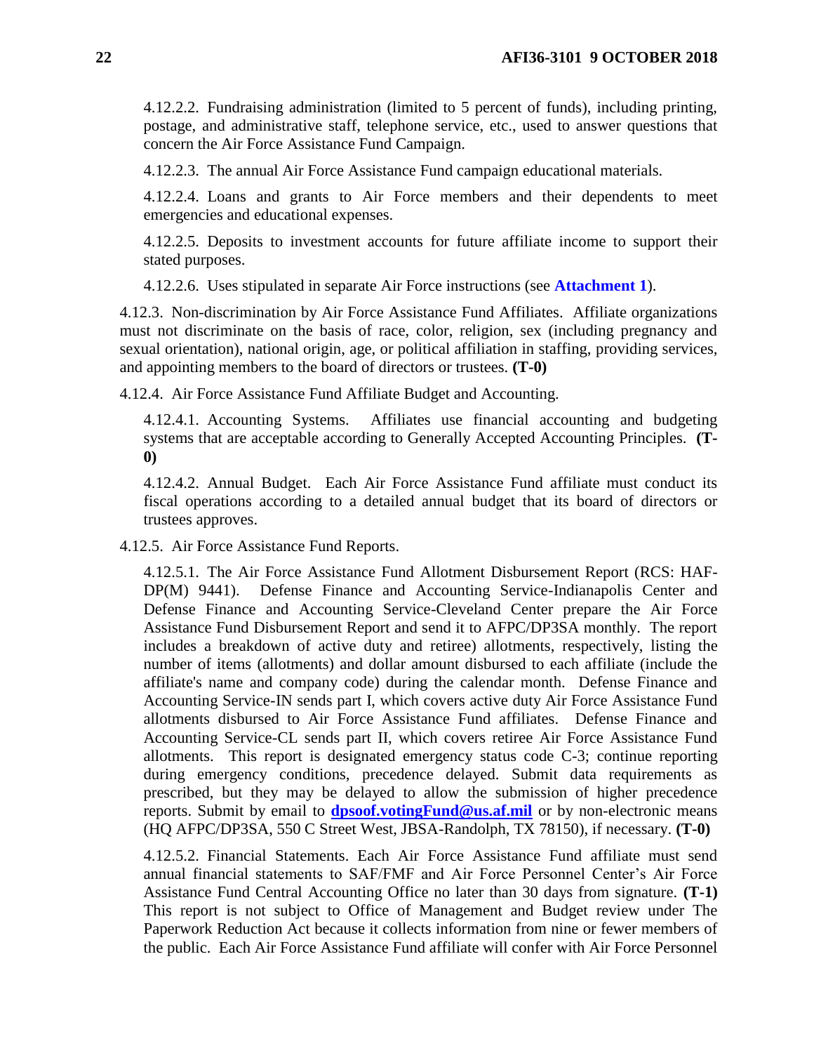4.12.2.2. Fundraising administration (limited to 5 percent of funds), including printing, postage, and administrative staff, telephone service, etc., used to answer questions that concern the Air Force Assistance Fund Campaign.

4.12.2.3. The annual Air Force Assistance Fund campaign educational materials.

4.12.2.4. Loans and grants to Air Force members and their dependents to meet emergencies and educational expenses.

4.12.2.5. Deposits to investment accounts for future affiliate income to support their stated purposes.

4.12.2.6. Uses stipulated in separate Air Force instructions (see **Attachment 1**).

4.12.3. Non-discrimination by Air Force Assistance Fund Affiliates. Affiliate organizations must not discriminate on the basis of race, color, religion, sex (including pregnancy and sexual orientation), national origin, age, or political affiliation in staffing, providing services, and appointing members to the board of directors or trustees. **(T-0)**

4.12.4. Air Force Assistance Fund Affiliate Budget and Accounting.

4.12.4.1. Accounting Systems. Affiliates use financial accounting and budgeting systems that are acceptable according to Generally Accepted Accounting Principles. **(T-0)**

4.12.4.2. Annual Budget. Each Air Force Assistance Fund affiliate must conduct its fiscal operations according to a detailed annual budget that its board of directors or trustees approves.

4.12.5. Air Force Assistance Fund Reports.

4.12.5.1. The Air Force Assistance Fund Allotment Disbursement Report (RCS: HAF-DP(M) 9441). Defense Finance and Accounting Service-Indianapolis Center and Defense Finance and Accounting Service-Cleveland Center prepare the Air Force Assistance Fund Disbursement Report and send it to AFPC/DP3SA monthly. The report includes a breakdown of active duty and retiree) allotments, respectively, listing the number of items (allotments) and dollar amount disbursed to each affiliate (include the affiliate's name and company code) during the calendar month. Defense Finance and Accounting Service-IN sends part I, which covers active duty Air Force Assistance Fund allotments disbursed to Air Force Assistance Fund affiliates. Defense Finance and Accounting Service-CL sends part II, which covers retiree Air Force Assistance Fund allotments. This report is designated emergency status code C-3; continue reporting during emergency conditions, precedence delayed. Submit data requirements as prescribed, but they may be delayed to allow the submission of higher precedence reports. Submit by email to **dpsoof.votingFund@us.af.mil** or by non-electronic means (HQ AFPC/DP3SA, 550 C Street West, JBSA-Randolph, TX 78150), if necessary. **(T-0)**

4.12.5.2. Financial Statements. Each Air Force Assistance Fund affiliate must send annual financial statements to SAF/FMF and Air Force Personnel Center's Air Force Assistance Fund Central Accounting Office no later than 30 days from signature. **(T-1)** This report is not subject to Office of Management and Budget review under The Paperwork Reduction Act because it collects information from nine or fewer members of the public. Each Air Force Assistance Fund affiliate will confer with Air Force Personnel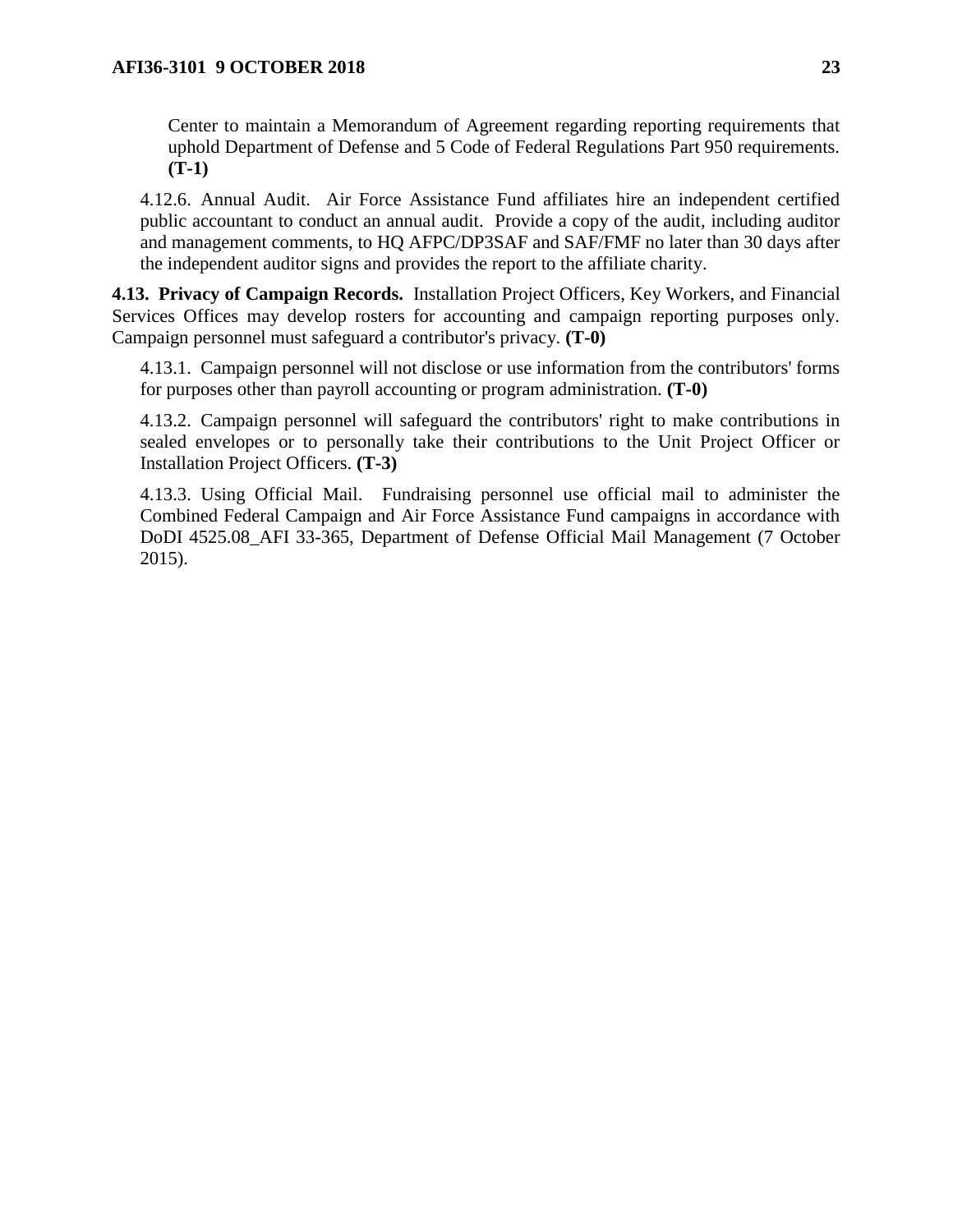Center to maintain a Memorandum of Agreement regarding reporting requirements that uphold Department of Defense and 5 Code of Federal Regulations Part 950 requirements. **(T-1)**

4.12.6. Annual Audit. Air Force Assistance Fund affiliates hire an independent certified public accountant to conduct an annual audit. Provide a copy of the audit, including auditor and management comments, to HQ AFPC/DP3SAF and SAF/FMF no later than 30 days after the independent auditor signs and provides the report to the affiliate charity.

**4.13. Privacy of Campaign Records.** Installation Project Officers, Key Workers, and Financial Services Offices may develop rosters for accounting and campaign reporting purposes only. Campaign personnel must safeguard a contributor's privacy. **(T-0)**

4.13.1. Campaign personnel will not disclose or use information from the contributors' forms for purposes other than payroll accounting or program administration. **(T-0)**

4.13.2. Campaign personnel will safeguard the contributors' right to make contributions in sealed envelopes or to personally take their contributions to the Unit Project Officer or Installation Project Officers. **(T-3)**

4.13.3. Using Official Mail. Fundraising personnel use official mail to administer the Combined Federal Campaign and Air Force Assistance Fund campaigns in accordance with DoDI 4525.08_AFI 33-365, Department of Defense Official Mail Management (7 October 2015).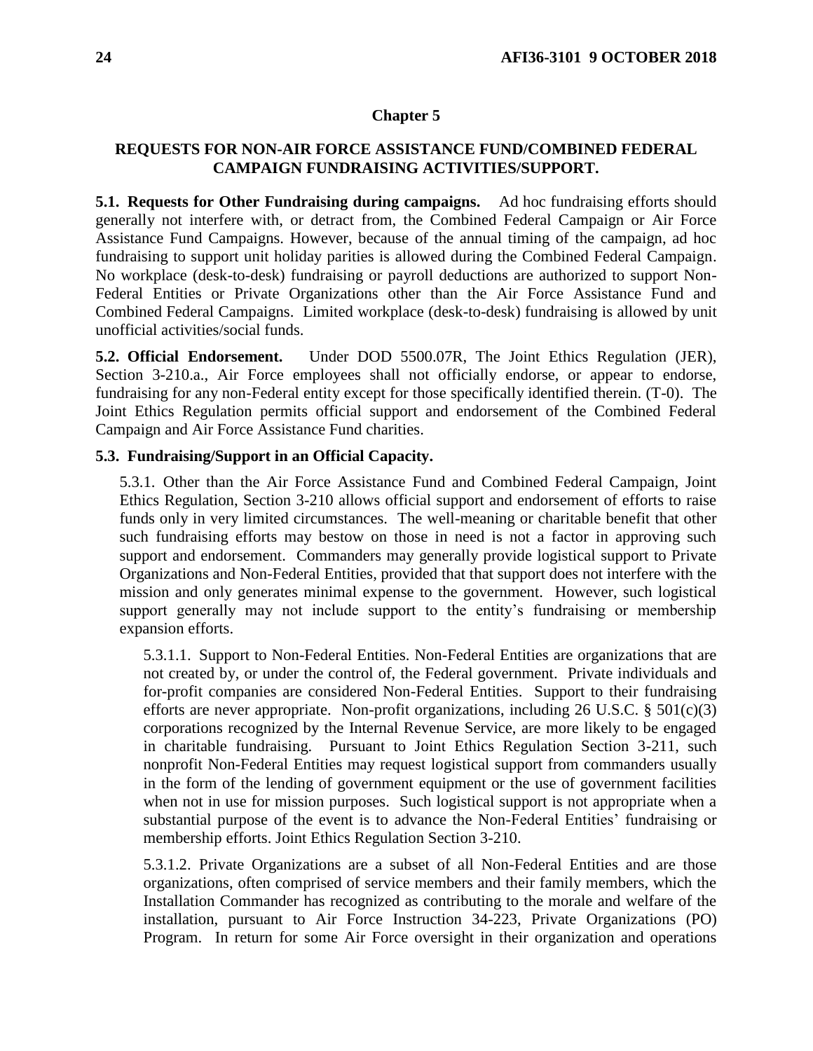## Chapter 5

## REQUESTS FOR NON-AIR FORCE ASSISTANCE FUND/COMBINED FEDERAL CAMPAIGN FUNDRAISING ACTIVITIES/SUPPORT.

**5.1. Requests for Other Fundraising during campaigns.** Ad hoc fundraising efforts should generally not interfere with, or detract from, the Combined Federal Campaign or Air Force Assistance Fund Campaigns. However, because of the annual timing of the campaign, ad hoc fundraising to support unit holiday parities is allowed during the Combined Federal Campaign. No workplace (desk-to-desk) fundraising or payroll deductions are authorized to support Non-Federal Entities or Private Organizations other than the Air Force Assistance Fund and Combined Federal Campaigns. Limited workplace (desk-to-desk) fundraising is allowed by unit unofficial activities/social funds.

**5.2. Official Endorsement.** Under DOD 5500.07R, The Joint Ethics Regulation (JER), Section 3-210.a., Air Force employees shall not officially endorse, or appear to endorse, fundraising for any non-Federal entity except for those specifically identified therein. (T-0). The Joint Ethics Regulation permits official support and endorsement of the Combined Federal Campaign and Air Force Assistance Fund charities.

**5.3. Fundraising/Support in an Official Capacity.**

5.3.1. Other than the Air Force Assistance Fund and Combined Federal Campaign, Joint Ethics Regulation, Section 3-210 allows official support and endorsement of efforts to raise funds only in very limited circumstances. The well-meaning or charitable benefit that other such fundraising efforts may bestow on those in need is not a factor in approving such support and endorsement. Commanders may generally provide logistical support to Private Organizations and Non-Federal Entities, provided that that support does not interfere with the mission and only generates minimal expense to the government. However, such logistical support generally may not include support to the entity's fundraising or membership expansion efforts.

5.3.1.1. Support to Non-Federal Entities. Non-Federal Entities are organizations that are not created by, or under the control of, the Federal government. Private individuals and for-profit companies are considered Non-Federal Entities. Support to their fundraising efforts are never appropriate. Non-profit organizations, including 26 U.S.C. § 501(c)(3) corporations recognized by the Internal Revenue Service, are more likely to be engaged in charitable fundraising. Pursuant to Joint Ethics Regulation Section 3-211, such nonprofit Non-Federal Entities may request logistical support from commanders usually in the form of the lending of government equipment or the use of government facilities when not in use for mission purposes. Such logistical support is not appropriate when a substantial purpose of the event is to advance the Non-Federal Entities' fundraising or membership efforts. Joint Ethics Regulation Section 3-210.

5.3.1.2. Private Organizations are a subset of all Non-Federal Entities and are those organizations, often comprised of service members and their family members, which the Installation Commander has recognized as contributing to the morale and welfare of the installation, pursuant to Air Force Instruction 34-223, Private Organizations (PO) Program. In return for some Air Force oversight in their organization and operations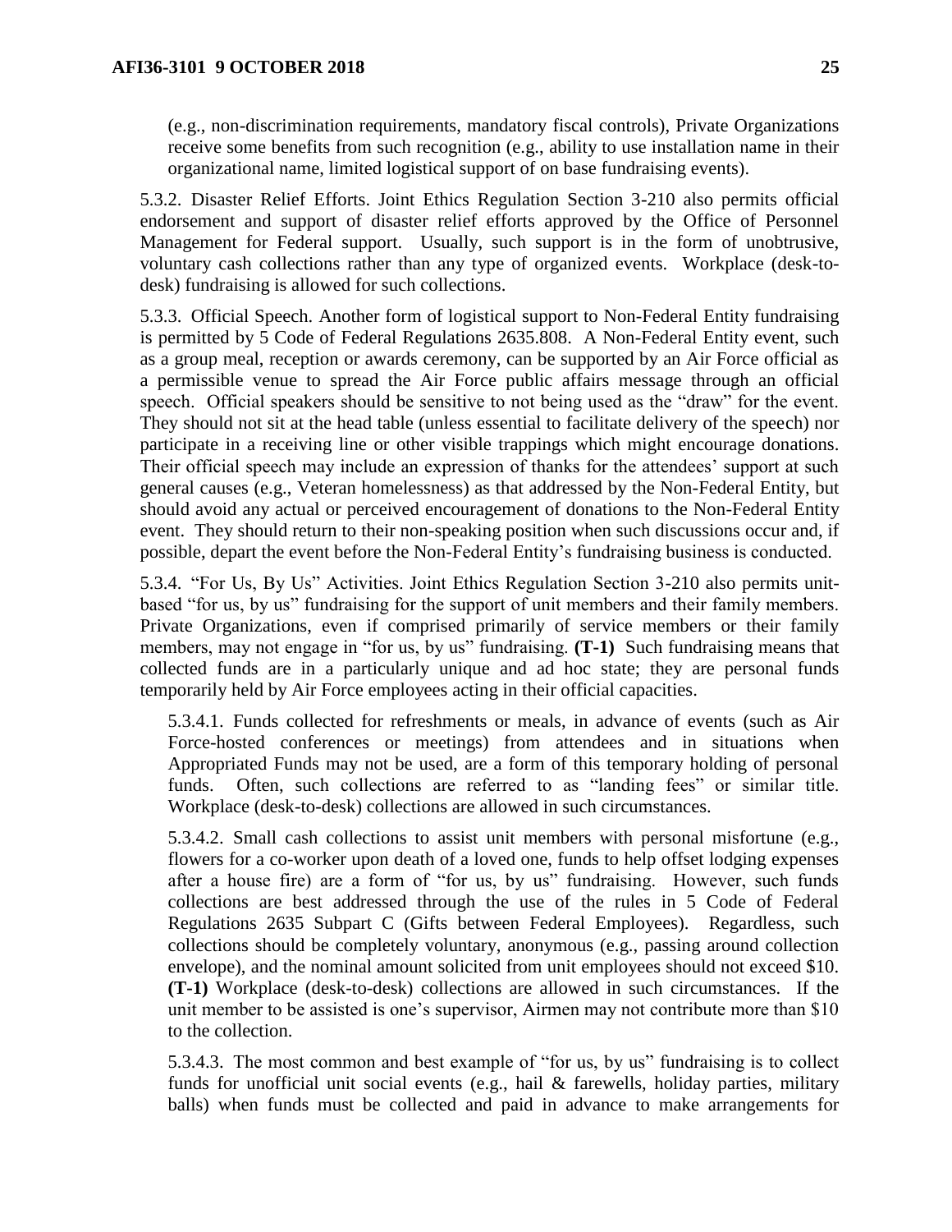(e.g., non-discrimination requirements, mandatory fiscal controls), Private Organizations receive some benefits from such recognition (e.g., ability to use installation name in their organizational name, limited logistical support of on base fundraising events).

5.3.2. Disaster Relief Efforts. Joint Ethics Regulation Section 3-210 also permits official endorsement and support of disaster relief efforts approved by the Office of Personnel Management for Federal support. Usually, such support is in the form of unobtrusive, voluntary cash collections rather than any type of organized events. Workplace (desk-to-desk) fundraising is allowed for such collections.

5.3.3. Official Speech. Another form of logistical support to Non-Federal Entity fundraising is permitted by 5 Code of Federal Regulations 2635.808. A Non-Federal Entity event, such as a group meal, reception or awards ceremony, can be supported by an Air Force official as a permissible venue to spread the Air Force public affairs message through an official speech. Official speakers should be sensitive to not being used as the "draw" for the event. They should not sit at the head table (unless essential to facilitate delivery of the speech) nor participate in a receiving line or other visible trappings which might encourage donations. Their official speech may include an expression of thanks for the attendees' support at such general causes (e.g., Veteran homelessness) as that addressed by the Non-Federal Entity, but should avoid any actual or perceived encouragement of donations to the Non-Federal Entity event. They should return to their non-speaking position when such discussions occur and, if possible, depart the event before the Non-Federal Entity's fundraising business is conducted.

5.3.4. "For Us, By Us" Activities. Joint Ethics Regulation Section 3-210 also permits unit-based "for us, by us" fundraising for the support of unit members and their family members. Private Organizations, even if comprised primarily of service members or their family members, may not engage in "for us, by us" fundraising. **(T-1)** Such fundraising means that collected funds are in a particularly unique and ad hoc state; they are personal funds temporarily held by Air Force employees acting in their official capacities.

5.3.4.1. Funds collected for refreshments or meals, in advance of events (such as Air Force-hosted conferences or meetings) from attendees and in situations when Appropriated Funds may not be used, are a form of this temporary holding of personal funds. Often, such collections are referred to as "landing fees" or similar title. Workplace (desk-to-desk) collections are allowed in such circumstances.

5.3.4.2. Small cash collections to assist unit members with personal misfortune (e.g., flowers for a co-worker upon death of a loved one, funds to help offset lodging expenses after a house fire) are a form of "for us, by us" fundraising. However, such funds collections are best addressed through the use of the rules in 5 Code of Federal Regulations 2635 Subpart C (Gifts between Federal Employees). Regardless, such collections should be completely voluntary, anonymous (e.g., passing around collection envelope), and the nominal amount solicited from unit employees should not exceed $10. **(T-1)** Workplace (desk-to-desk) collections are allowed in such circumstances. If the unit member to be assisted is one's supervisor, Airmen may not contribute more than $10 to the collection.

5.3.4.3. The most common and best example of "for us, by us" fundraising is to collect funds for unofficial unit social events (e.g., hail & farewells, holiday parties, military balls) when funds must be collected and paid in advance to make arrangements for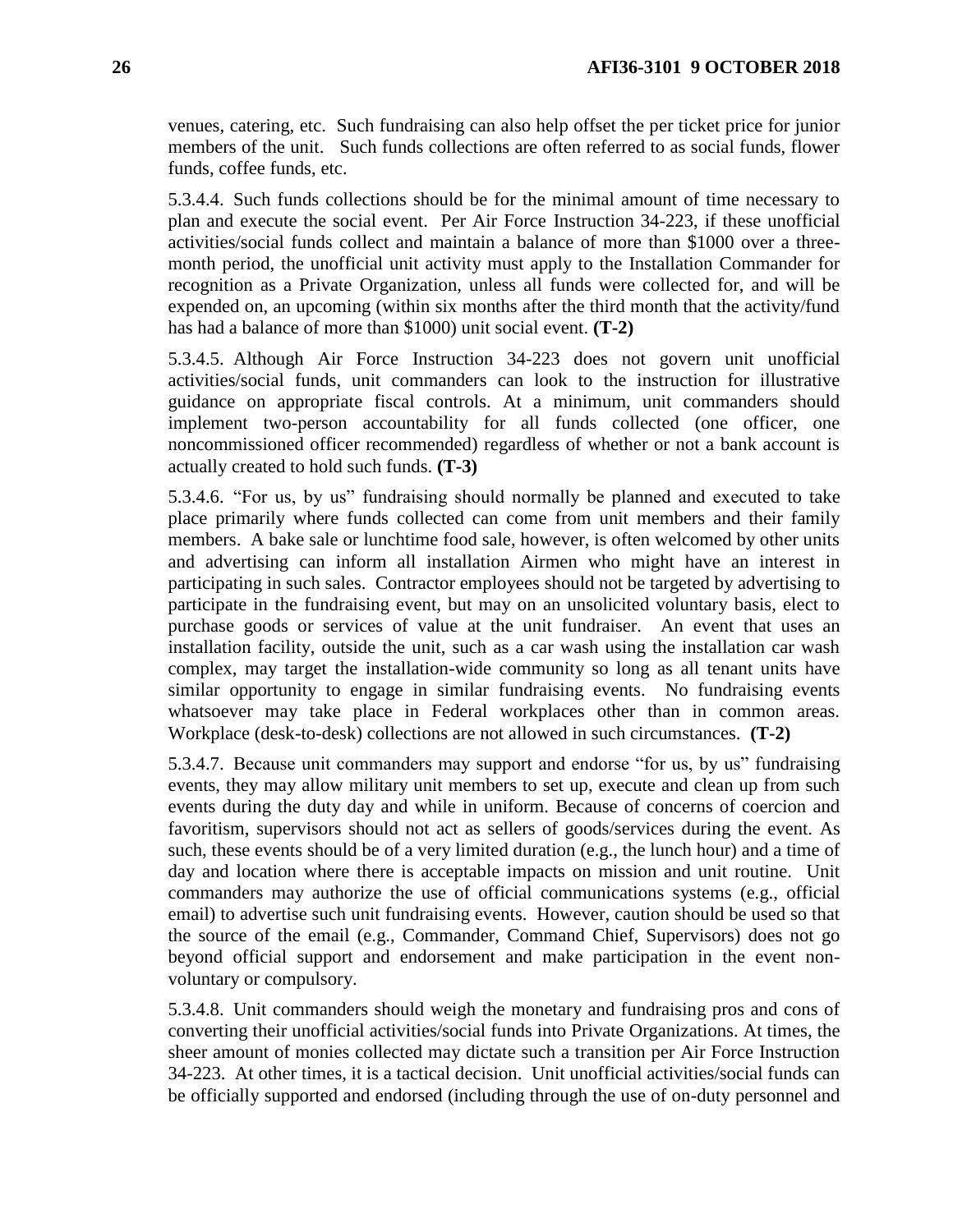venues, catering, etc. Such fundraising can also help offset the per ticket price for junior members of the unit. Such funds collections are often referred to as social funds, flower funds, coffee funds, etc.

5.3.4.4. Such funds collections should be for the minimal amount of time necessary to plan and execute the social event. Per Air Force Instruction 34-223, if these unofficial activities/social funds collect and maintain a balance of more than $1000 over a three-month period, the unofficial unit activity must apply to the Installation Commander for recognition as a Private Organization, unless all funds were collected for, and will be expended on, an upcoming (within six months after the third month that the activity/fund has had a balance of more than $1000) unit social event. **(T-2)**

5.3.4.5. Although Air Force Instruction 34-223 does not govern unit unofficial activities/social funds, unit commanders can look to the instruction for illustrative guidance on appropriate fiscal controls. At a minimum, unit commanders should implement two-person accountability for all funds collected (one officer, one noncommissioned officer recommended) regardless of whether or not a bank account is actually created to hold such funds. **(T-3)**

5.3.4.6. "For us, by us" fundraising should normally be planned and executed to take place primarily where funds collected can come from unit members and their family members. A bake sale or lunchtime food sale, however, is often welcomed by other units and advertising can inform all installation Airmen who might have an interest in participating in such sales. Contractor employees should not be targeted by advertising to participate in the fundraising event, but may on an unsolicited voluntary basis, elect to purchase goods or services of value at the unit fundraiser. An event that uses an installation facility, outside the unit, such as a car wash using the installation car wash complex, may target the installation-wide community so long as all tenant units have similar opportunity to engage in similar fundraising events. No fundraising events whatsoever may take place in Federal workplaces other than in common areas. Workplace (desk-to-desk) collections are not allowed in such circumstances. **(T-2)**

5.3.4.7. Because unit commanders may support and endorse "for us, by us" fundraising events, they may allow military unit members to set up, execute and clean up from such events during the duty day and while in uniform. Because of concerns of coercion and favoritism, supervisors should not act as sellers of goods/services during the event. As such, these events should be of a very limited duration (e.g., the lunch hour) and a time of day and location where there is acceptable impacts on mission and unit routine. Unit commanders may authorize the use of official communications systems (e.g., official email) to advertise such unit fundraising events. However, caution should be used so that the source of the email (e.g., Commander, Command Chief, Supervisors) does not go beyond official support and endorsement and make participation in the event non-voluntary or compulsory.

5.3.4.8. Unit commanders should weigh the monetary and fundraising pros and cons of converting their unofficial activities/social funds into Private Organizations. At times, the sheer amount of monies collected may dictate such a transition per Air Force Instruction 34-223. At other times, it is a tactical decision. Unit unofficial activities/social funds can be officially supported and endorsed (including through the use of on-duty personnel and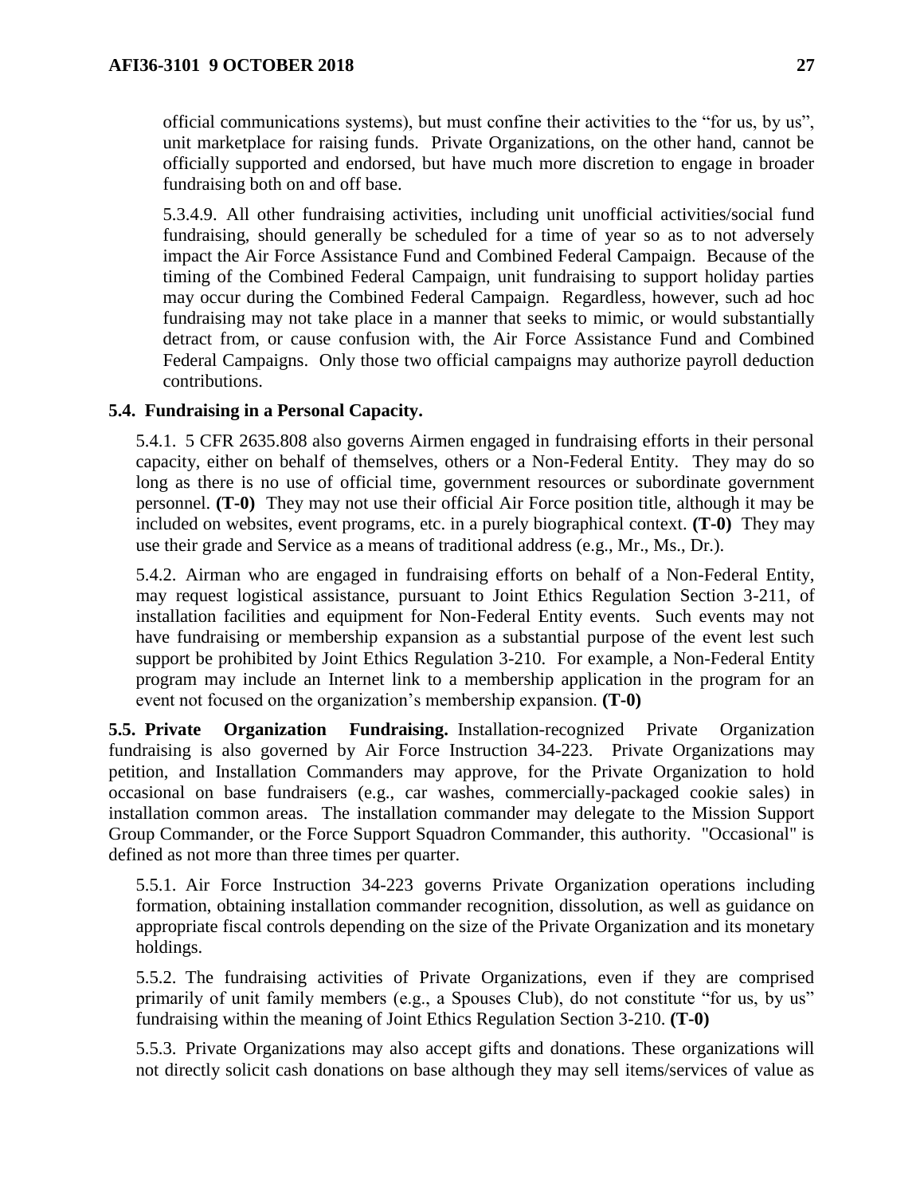official communications systems), but must confine their activities to the "for us, by us", unit marketplace for raising funds. Private Organizations, on the other hand, cannot be officially supported and endorsed, but have much more discretion to engage in broader fundraising both on and off base.

5.3.4.9. All other fundraising activities, including unit unofficial activities/social fund fundraising, should generally be scheduled for a time of year so as to not adversely impact the Air Force Assistance Fund and Combined Federal Campaign. Because of the timing of the Combined Federal Campaign, unit fundraising to support holiday parties may occur during the Combined Federal Campaign. Regardless, however, such ad hoc fundraising may not take place in a manner that seeks to mimic, or would substantially detract from, or cause confusion with, the Air Force Assistance Fund and Combined Federal Campaigns. Only those two official campaigns may authorize payroll deduction contributions.

**5.4. Fundraising in a Personal Capacity.**

5.4.1. 5 CFR 2635.808 also governs Airmen engaged in fundraising efforts in their personal capacity, either on behalf of themselves, others or a Non-Federal Entity. They may do so long as there is no use of official time, government resources or subordinate government personnel. **(T-0)** They may not use their official Air Force position title, although it may be included on websites, event programs, etc. in a purely biographical context. **(T-0)** They may use their grade and Service as a means of traditional address (e.g., Mr., Ms., Dr.).

5.4.2. Airman who are engaged in fundraising efforts on behalf of a Non-Federal Entity, may request logistical assistance, pursuant to Joint Ethics Regulation Section 3-211, of installation facilities and equipment for Non-Federal Entity events. Such events may not have fundraising or membership expansion as a substantial purpose of the event lest such support be prohibited by Joint Ethics Regulation 3-210. For example, a Non-Federal Entity program may include an Internet link to a membership application in the program for an event not focused on the organization's membership expansion. **(T-0)**

**5.5. Private Organization Fundraising.** Installation-recognized Private Organization fundraising is also governed by Air Force Instruction 34-223. Private Organizations may petition, and Installation Commanders may approve, for the Private Organization to hold occasional on base fundraisers (e.g., car washes, commercially-packaged cookie sales) in installation common areas. The installation commander may delegate to the Mission Support Group Commander, or the Force Support Squadron Commander, this authority. "Occasional" is defined as not more than three times per quarter.

5.5.1. Air Force Instruction 34-223 governs Private Organization operations including formation, obtaining installation commander recognition, dissolution, as well as guidance on appropriate fiscal controls depending on the size of the Private Organization and its monetary holdings.

5.5.2. The fundraising activities of Private Organizations, even if they are comprised primarily of unit family members (e.g., a Spouses Club), do not constitute "for us, by us" fundraising within the meaning of Joint Ethics Regulation Section 3-210. **(T-0)**

5.5.3. Private Organizations may also accept gifts and donations. These organizations will not directly solicit cash donations on base although they may sell items/services of value as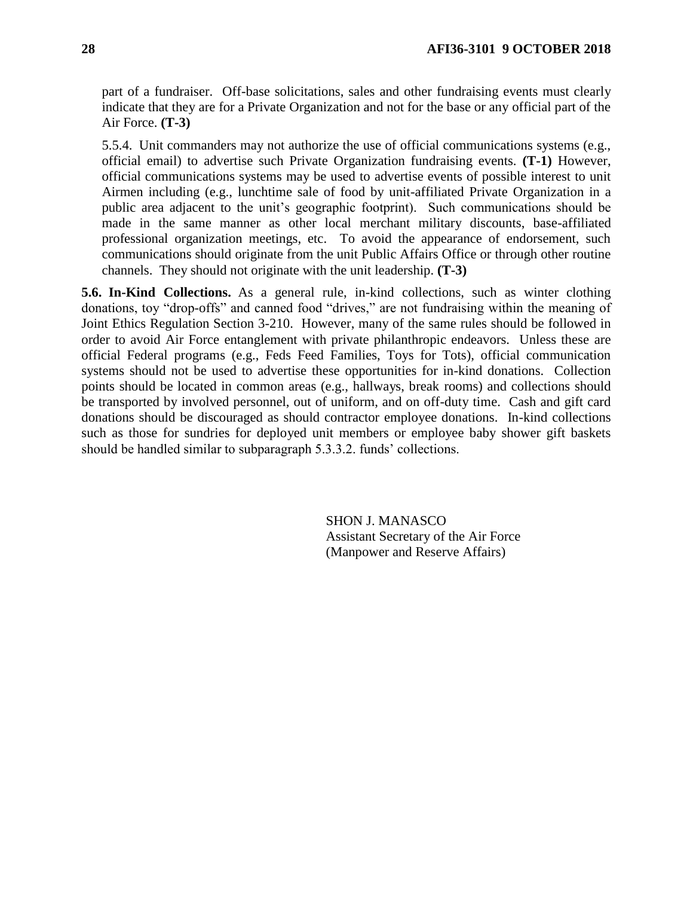part of a fundraiser. Off-base solicitations, sales and other fundraising events must clearly indicate that they are for a Private Organization and not for the base or any official part of the Air Force. **(T-3)**

5.5.4. Unit commanders may not authorize the use of official communications systems (e.g., official email) to advertise such Private Organization fundraising events. **(T-1)** However, official communications systems may be used to advertise events of possible interest to unit Airmen including (e.g., lunchtime sale of food by unit-affiliated Private Organization in a public area adjacent to the unit's geographic footprint). Such communications should be made in the same manner as other local merchant military discounts, base-affiliated professional organization meetings, etc. To avoid the appearance of endorsement, such communications should originate from the unit Public Affairs Office or through other routine channels. They should not originate with the unit leadership. **(T-3)**

**5.6. In-Kind Collections.** As a general rule, in-kind collections, such as winter clothing donations, toy "drop-offs" and canned food "drives," are not fundraising within the meaning of Joint Ethics Regulation Section 3-210. However, many of the same rules should be followed in order to avoid Air Force entanglement with private philanthropic endeavors. Unless these are official Federal programs (e.g., Feds Feed Families, Toys for Tots), official communication systems should not be used to advertise these opportunities for in-kind donations. Collection points should be located in common areas (e.g., hallways, break rooms) and collections should be transported by involved personnel, out of uniform, and on off-duty time. Cash and gift card donations should be discouraged as should contractor employee donations. In-kind collections such as those for sundries for deployed unit members or employee baby shower gift baskets should be handled similar to subparagraph 5.3.3.2. funds' collections.

SHON J. MANASCO
Assistant Secretary of the Air Force
(Manpower and Reserve Affairs)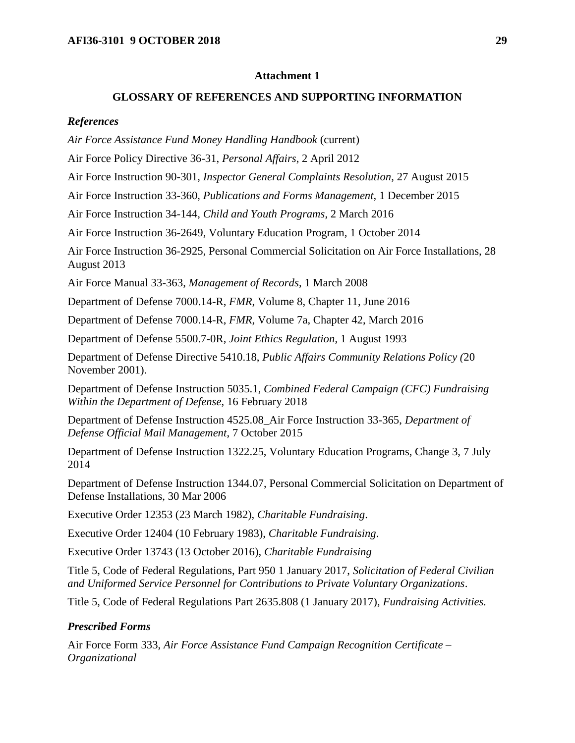## Attachment 1

## GLOSSARY OF REFERENCES AND SUPPORTING INFORMATION

### *References*

*Air Force Assistance Fund Money Handling Handbook* (current)

Air Force Policy Directive 36-31, *Personal Affairs*, 2 April 2012

Air Force Instruction 90-301, *Inspector General Complaints Resolution,* 27 August 2015

Air Force Instruction 33-360, *Publications and Forms Management,* 1 December 2015

Air Force Instruction 34-144, *Child and Youth Programs*, 2 March 2016

Air Force Instruction 36-2649, Voluntary Education Program, 1 October 2014

Air Force Instruction 36-2925, Personal Commercial Solicitation on Air Force Installations, 28 August 2013

Air Force Manual 33-363, *Management of Records*, 1 March 2008

Department of Defense 7000.14-R, *FMR*, Volume 8, Chapter 11, June 2016

Department of Defense 7000.14-R, *FMR*, Volume 7a, Chapter 42, March 2016

Department of Defense 5500.7-0R, *Joint Ethics Regulation*, 1 August 1993

Department of Defense Directive 5410.18, *Public Affairs Community Relations Policy (*20 November 2001).

Department of Defense Instruction 5035.1, *Combined Federal Campaign (CFC) Fundraising Within the Department of Defense*, 16 February 2018

Department of Defense Instruction 4525.08_Air Force Instruction 33-365, *Department of Defense Official Mail Management*, 7 October 2015

Department of Defense Instruction 1322.25, Voluntary Education Programs, Change 3, 7 July 2014

Department of Defense Instruction 1344.07, Personal Commercial Solicitation on Department of Defense Installations, 30 Mar 2006

Executive Order 12353 (23 March 1982), *Charitable Fundraising*.

Executive Order 12404 (10 February 1983), *Charitable Fundraising*.

Executive Order 13743 (13 October 2016), *Charitable Fundraising*

Title 5, Code of Federal Regulations, Part 950 1 January 2017, *Solicitation of Federal Civilian and Uniformed Service Personnel for Contributions to Private Voluntary Organizations*.

Title 5, Code of Federal Regulations Part 2635.808 (1 January 2017), *Fundraising Activities.*

### *Prescribed Forms*

Air Force Form 333, *Air Force Assistance Fund Campaign Recognition Certificate – Organizational*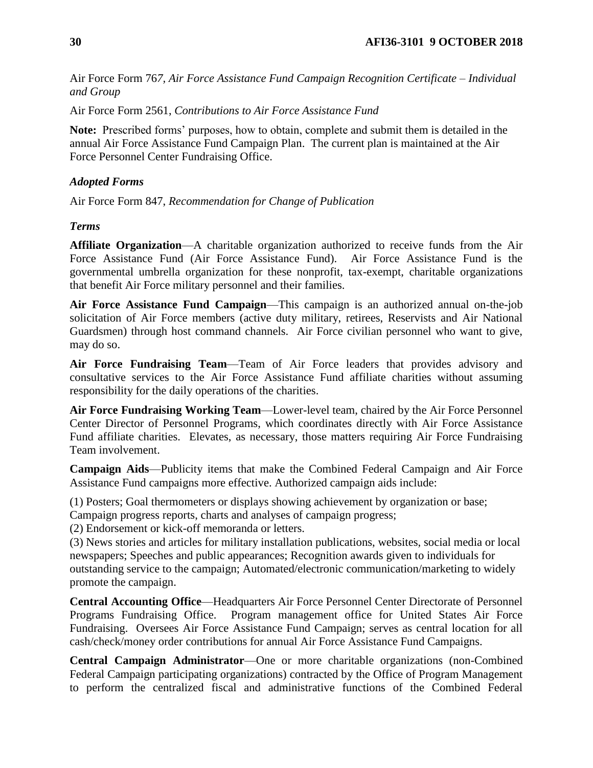Air Force Form 767, *Air Force Assistance Fund Campaign Recognition Certificate – Individual and Group*

Air Force Form 2561, *Contributions to Air Force Assistance Fund*

**Note:** Prescribed forms' purposes, how to obtain, complete and submit them is detailed in the annual Air Force Assistance Fund Campaign Plan. The current plan is maintained at the Air Force Personnel Center Fundraising Office.

***Adopted Forms***

Air Force Form 847, *Recommendation for Change of Publication*

***Terms***

**Affiliate Organization**—A charitable organization authorized to receive funds from the Air Force Assistance Fund (Air Force Assistance Fund). Air Force Assistance Fund is the governmental umbrella organization for these nonprofit, tax-exempt, charitable organizations that benefit Air Force military personnel and their families.

**Air Force Assistance Fund Campaign**—This campaign is an authorized annual on-the-job solicitation of Air Force members (active duty military, retirees, Reservists and Air National Guardsmen) through host command channels. Air Force civilian personnel who want to give, may do so.

**Air Force Fundraising Team**—Team of Air Force leaders that provides advisory and consultative services to the Air Force Assistance Fund affiliate charities without assuming responsibility for the daily operations of the charities.

**Air Force Fundraising Working Team**—Lower-level team, chaired by the Air Force Personnel Center Director of Personnel Programs, which coordinates directly with Air Force Assistance Fund affiliate charities. Elevates, as necessary, those matters requiring Air Force Fundraising Team involvement.

**Campaign Aids**—Publicity items that make the Combined Federal Campaign and Air Force Assistance Fund campaigns more effective. Authorized campaign aids include:

(1) Posters; Goal thermometers or displays showing achievement by organization or base; Campaign progress reports, charts and analyses of campaign progress;

(2) Endorsement or kick-off memoranda or letters.

(3) News stories and articles for military installation publications, websites, social media or local newspapers; Speeches and public appearances; Recognition awards given to individuals for outstanding service to the campaign; Automated/electronic communication/marketing to widely promote the campaign.

**Central Accounting Office**—Headquarters Air Force Personnel Center Directorate of Personnel Programs Fundraising Office. Program management office for United States Air Force Fundraising. Oversees Air Force Assistance Fund Campaign; serves as central location for all cash/check/money order contributions for annual Air Force Assistance Fund Campaigns.

**Central Campaign Administrator**—One or more charitable organizations (non-Combined Federal Campaign participating organizations) contracted by the Office of Program Management to perform the centralized fiscal and administrative functions of the Combined Federal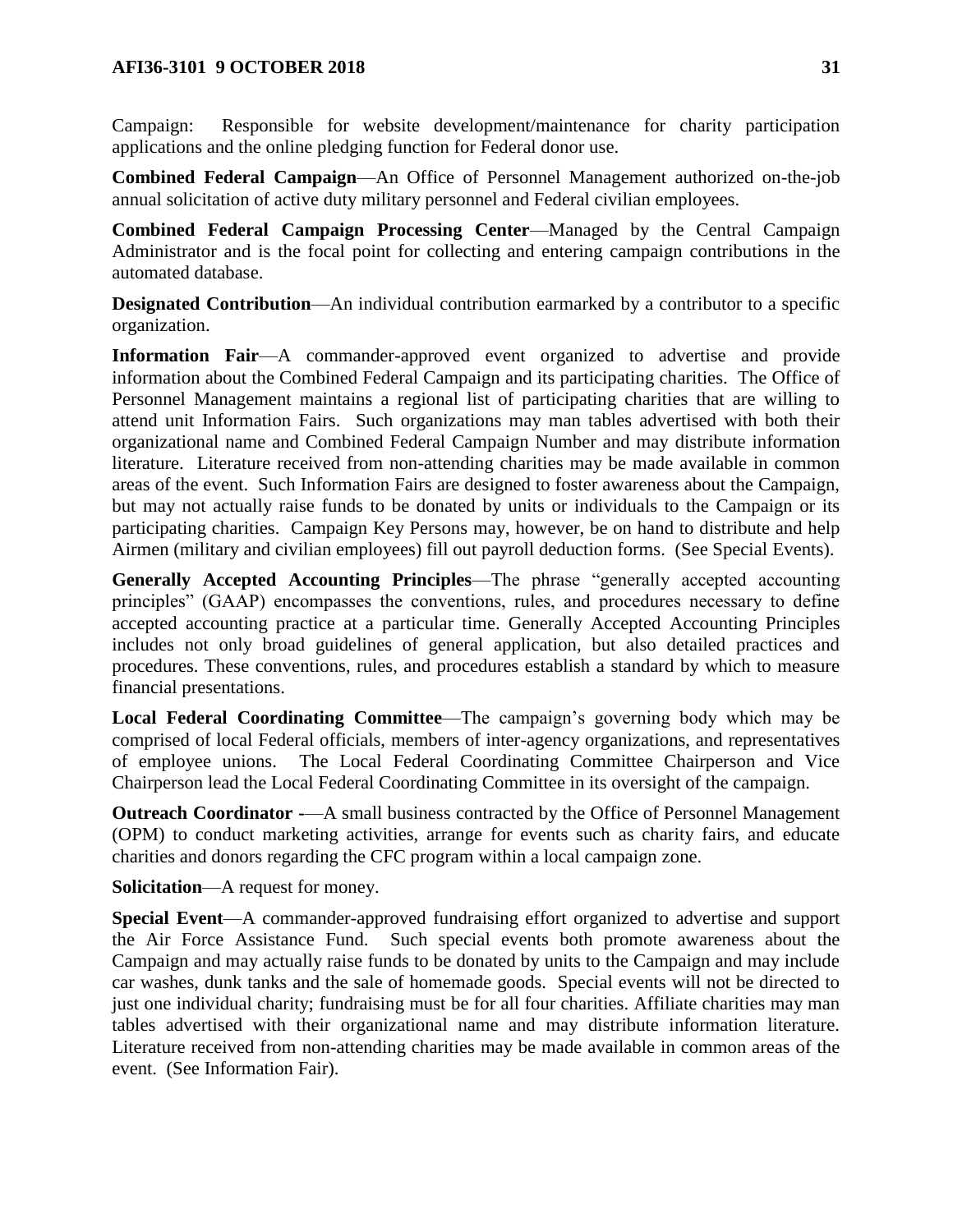Campaign: Responsible for website development/maintenance for charity participation applications and the online pledging function for Federal donor use.

**Combined Federal Campaign**—An Office of Personnel Management authorized on-the-job annual solicitation of active duty military personnel and Federal civilian employees.

**Combined Federal Campaign Processing Center**—Managed by the Central Campaign Administrator and is the focal point for collecting and entering campaign contributions in the automated database.

**Designated Contribution**—An individual contribution earmarked by a contributor to a specific organization.

**Information Fair**—A commander-approved event organized to advertise and provide information about the Combined Federal Campaign and its participating charities. The Office of Personnel Management maintains a regional list of participating charities that are willing to attend unit Information Fairs. Such organizations may man tables advertised with both their organizational name and Combined Federal Campaign Number and may distribute information literature. Literature received from non-attending charities may be made available in common areas of the event. Such Information Fairs are designed to foster awareness about the Campaign, but may not actually raise funds to be donated by units or individuals to the Campaign or its participating charities. Campaign Key Persons may, however, be on hand to distribute and help Airmen (military and civilian employees) fill out payroll deduction forms. (See Special Events).

**Generally Accepted Accounting Principles**—The phrase "generally accepted accounting principles" (GAAP) encompasses the conventions, rules, and procedures necessary to define accepted accounting practice at a particular time. Generally Accepted Accounting Principles includes not only broad guidelines of general application, but also detailed practices and procedures. These conventions, rules, and procedures establish a standard by which to measure financial presentations.

**Local Federal Coordinating Committee**—The campaign's governing body which may be comprised of local Federal officials, members of inter-agency organizations, and representatives of employee unions. The Local Federal Coordinating Committee Chairperson and Vice Chairperson lead the Local Federal Coordinating Committee in its oversight of the campaign.

**Outreach Coordinator -**—A small business contracted by the Office of Personnel Management (OPM) to conduct marketing activities, arrange for events such as charity fairs, and educate charities and donors regarding the CFC program within a local campaign zone.

**Solicitation**—A request for money.

**Special Event**—A commander-approved fundraising effort organized to advertise and support the Air Force Assistance Fund. Such special events both promote awareness about the Campaign and may actually raise funds to be donated by units to the Campaign and may include car washes, dunk tanks and the sale of homemade goods. Special events will not be directed to just one individual charity; fundraising must be for all four charities. Affiliate charities may man tables advertised with their organizational name and may distribute information literature. Literature received from non-attending charities may be made available in common areas of the event. (See Information Fair).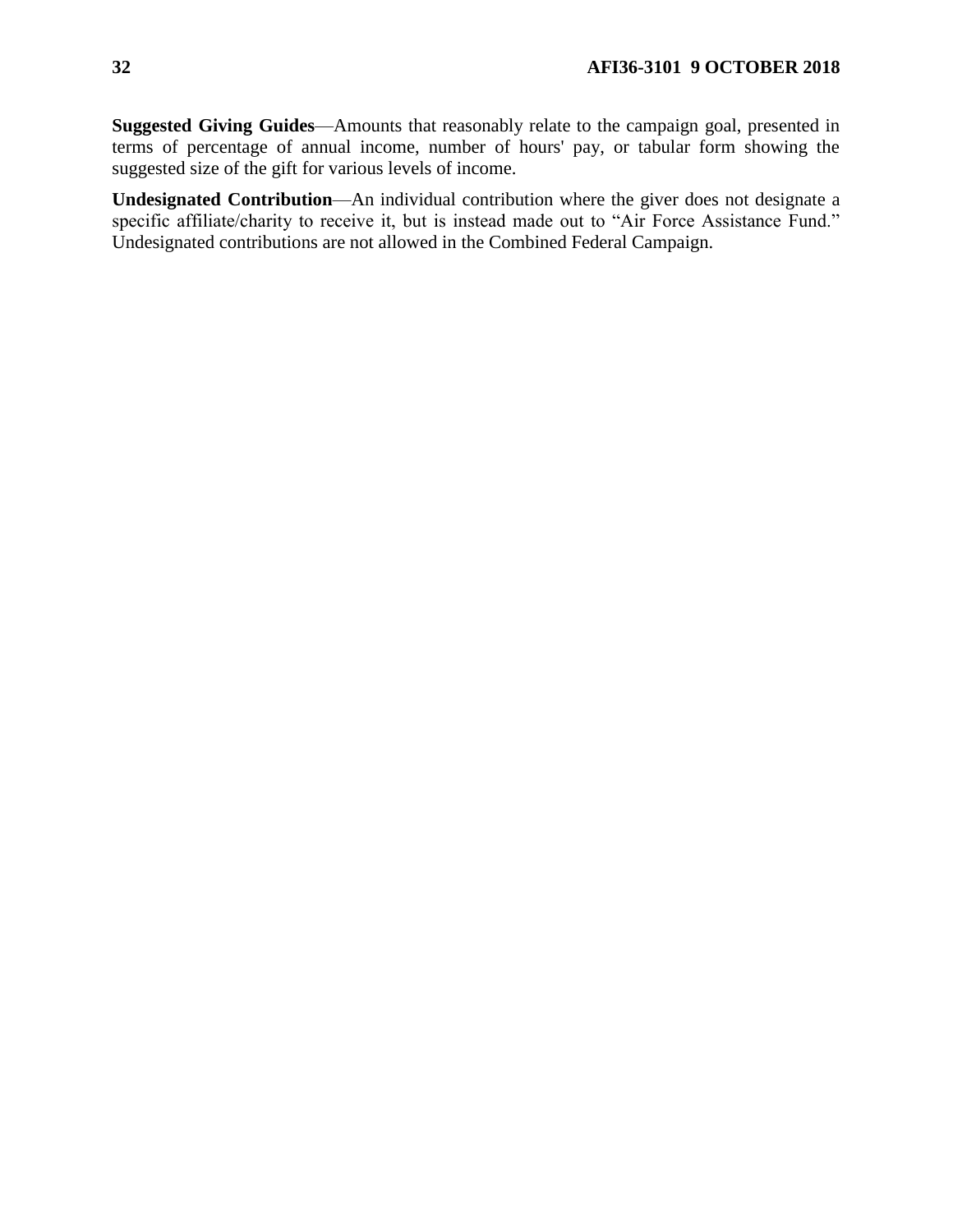**Suggested Giving Guides**—Amounts that reasonably relate to the campaign goal, presented in terms of percentage of annual income, number of hours' pay, or tabular form showing the suggested size of the gift for various levels of income.

**Undesignated Contribution**—An individual contribution where the giver does not designate a specific affiliate/charity to receive it, but is instead made out to "Air Force Assistance Fund." Undesignated contributions are not allowed in the Combined Federal Campaign.